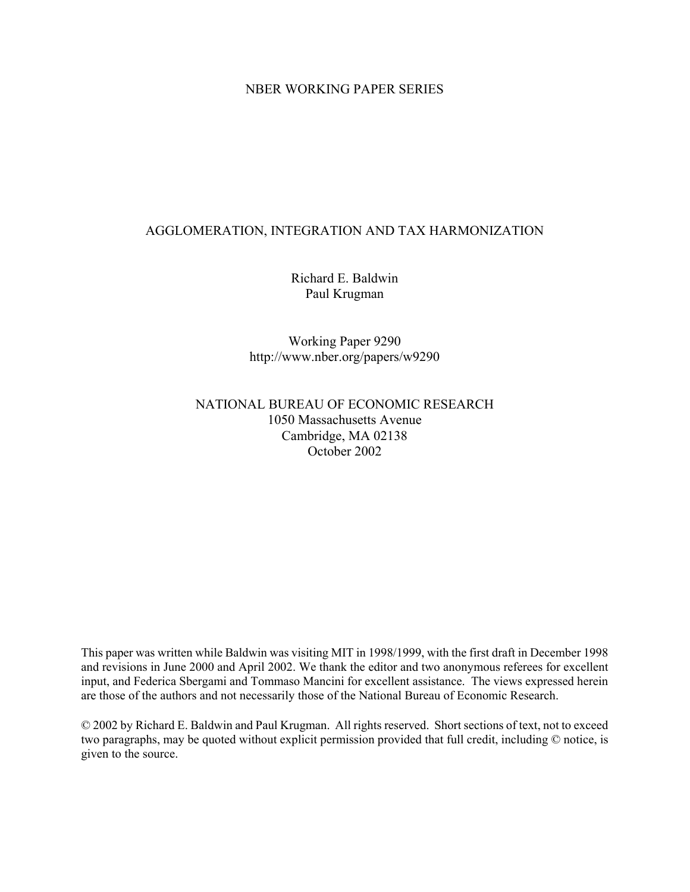NBER WORKING PAPER SERIES

# AGGLOMERATION, INTEGRATION AND TAX HARMONIZATION

Richard E. Baldwin
Paul Krugman

Working Paper 9290
http://www.nber.org/papers/w9290

NATIONAL BUREAU OF ECONOMIC RESEARCH
1050 Massachusetts Avenue
Cambridge, MA 02138
October 2002

This paper was written while Baldwin was visiting MIT in 1998/1999, with the first draft in December 1998 and revisions in June 2000 and April 2002. We thank the editor and two anonymous referees for excellent input, and Federica Sbergami and Tommaso Mancini for excellent assistance. The views expressed herein are those of the authors and not necessarily those of the National Bureau of Economic Research.

© 2002 by Richard E. Baldwin and Paul Krugman. All rights reserved. Short sections of text, not to exceed two paragraphs, may be quoted without explicit permission provided that full credit, including © notice, is given to the source.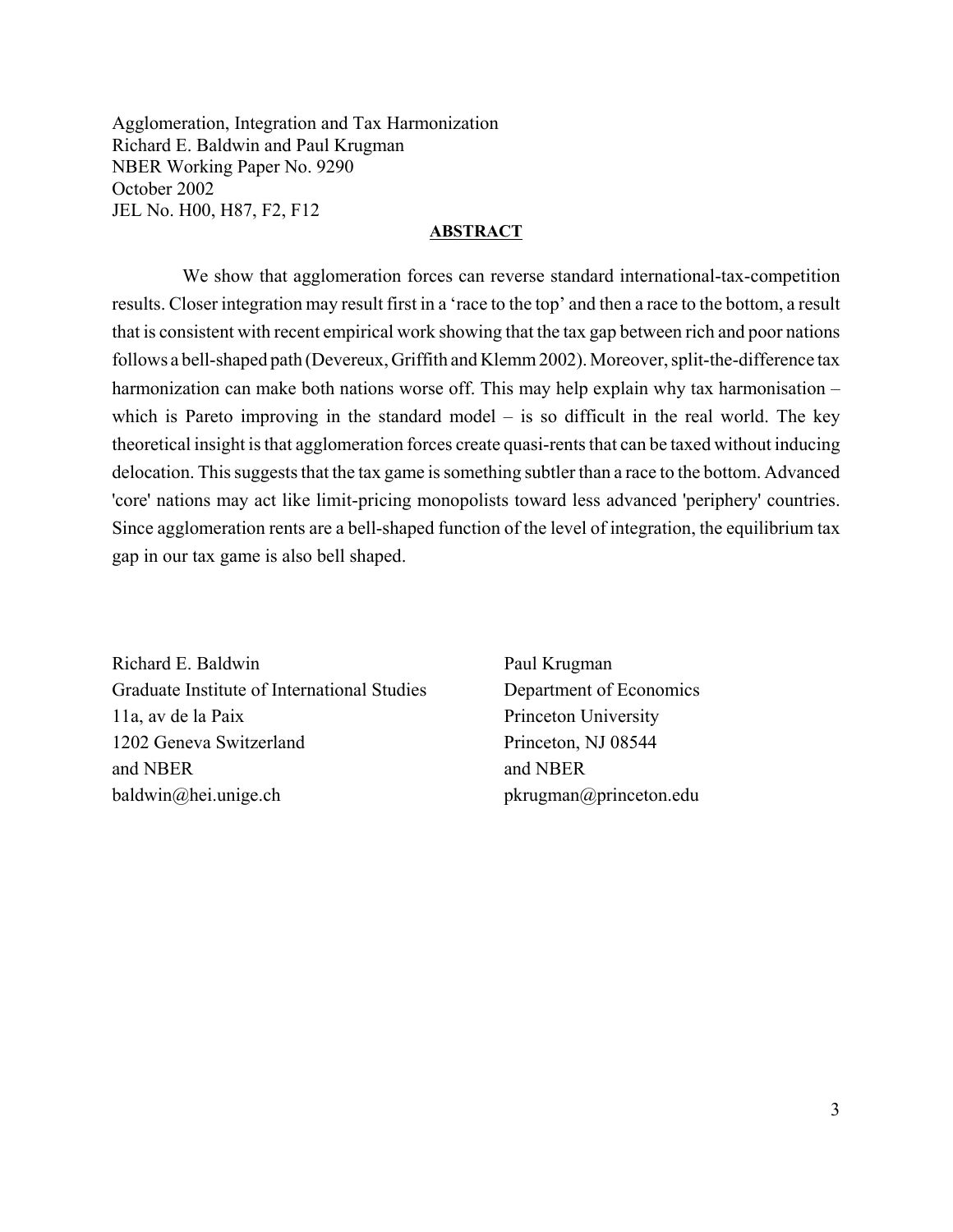Agglomeration, Integration and Tax Harmonization
Richard E. Baldwin and Paul Krugman
NBER Working Paper No. 9290
October 2002
JEL No. H00, H87, F2, F12

## ABSTRACT

We show that agglomeration forces can reverse standard international-tax-competition results. Closer integration may result first in a 'race to the top' and then a race to the bottom, a result that is consistent with recent empirical work showing that the tax gap between rich and poor nations follows a bell-shaped path (Devereux, Griffith and Klemm 2002). Moreover, split-the-difference tax harmonization can make both nations worse off. This may help explain why tax harmonisation – which is Pareto improving in the standard model – is so difficult in the real world. The key theoretical insight is that agglomeration forces create quasi-rents that can be taxed without inducing delocation. This suggests that the tax game is something subtler than a race to the bottom. Advanced 'core' nations may act like limit-pricing monopolists toward less advanced 'periphery' countries. Since agglomeration rents are a bell-shaped function of the level of integration, the equilibrium tax gap in our tax game is also bell shaped.

Richard E. Baldwin
Graduate Institute of International Studies
11a, av de la Paix
1202 Geneva Switzerland
and NBER
baldwin@hei.unige.ch

Paul Krugman
Department of Economics
Princeton University
Princeton, NJ 08544
and NBER
pkrugman@princeton.edu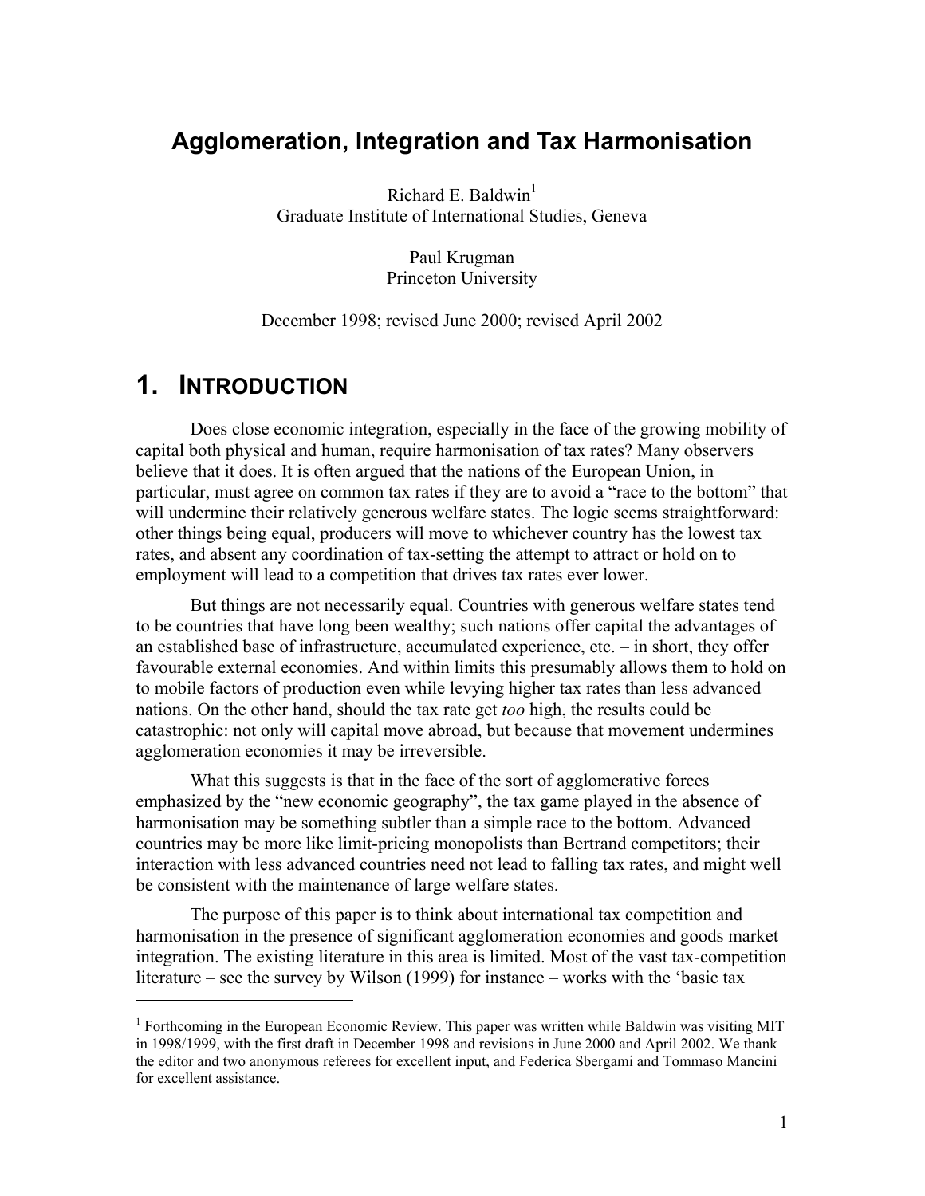# Agglomeration, Integration and Tax Harmonisation

Richard E. Baldwin[1]
Graduate Institute of International Studies, Geneva

Paul Krugman
Princeton University

December 1998; revised June 2000; revised April 2002

## 1. Introduction

Does close economic integration, especially in the face of the growing mobility of capital both physical and human, require harmonisation of tax rates? Many observers believe that it does. It is often argued that the nations of the European Union, in particular, must agree on common tax rates if they are to avoid a "race to the bottom" that will undermine their relatively generous welfare states. The logic seems straightforward: other things being equal, producers will move to whichever country has the lowest tax rates, and absent any coordination of tax-setting the attempt to attract or hold on to employment will lead to a competition that drives tax rates ever lower.

But things are not necessarily equal. Countries with generous welfare states tend to be countries that have long been wealthy; such nations offer capital the advantages of an established base of infrastructure, accumulated experience, etc. – in short, they offer favourable external economies. And within limits this presumably allows them to hold on to mobile factors of production even while levying higher tax rates than less advanced nations. On the other hand, should the tax rate get *too* high, the results could be catastrophic: not only will capital move abroad, but because that movement undermines agglomeration economies it may be irreversible.

What this suggests is that in the face of the sort of agglomerative forces emphasized by the "new economic geography", the tax game played in the absence of harmonisation may be something subtler than a simple race to the bottom. Advanced countries may be more like limit-pricing monopolists than Bertrand competitors; their interaction with less advanced countries need not lead to falling tax rates, and might well be consistent with the maintenance of large welfare states.

The purpose of this paper is to think about international tax competition and harmonisation in the presence of significant agglomeration economies and goods market integration. The existing literature in this area is limited. Most of the vast tax-competition literature – see the survey by Wilson (1999) for instance – works with the 'basic tax

[1] Forthcoming in the European Economic Review. This paper was written while Baldwin was visiting MIT in 1998/1999, with the first draft in December 1998 and revisions in June 2000 and April 2002. We thank the editor and two anonymous referees for excellent input, and Federica Sbergami and Tommaso Mancini for excellent assistance.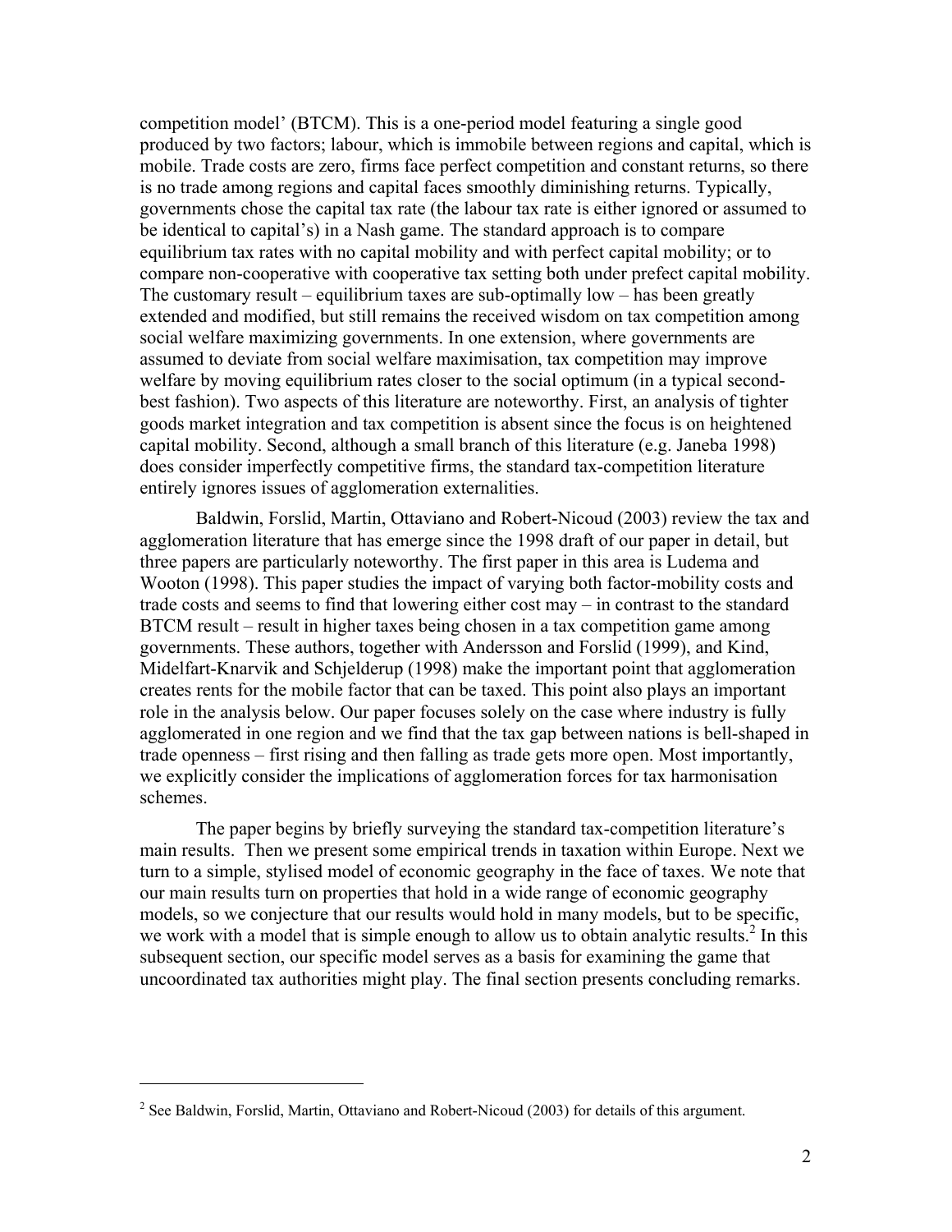competition model' (BTCM). This is a one-period model featuring a single good produced by two factors; labour, which is immobile between regions and capital, which is mobile. Trade costs are zero, firms face perfect competition and constant returns, so there is no trade among regions and capital faces smoothly diminishing returns. Typically, governments chose the capital tax rate (the labour tax rate is either ignored or assumed to be identical to capital's) in a Nash game. The standard approach is to compare equilibrium tax rates with no capital mobility and with perfect capital mobility; or to compare non-cooperative with cooperative tax setting both under prefect capital mobility. The customary result – equilibrium taxes are sub-optimally low – has been greatly extended and modified, but still remains the received wisdom on tax competition among social welfare maximizing governments. In one extension, where governments are assumed to deviate from social welfare maximisation, tax competition may improve welfare by moving equilibrium rates closer to the social optimum (in a typical second-best fashion). Two aspects of this literature are noteworthy. First, an analysis of tighter goods market integration and tax competition is absent since the focus is on heightened capital mobility. Second, although a small branch of this literature (e.g. Janeba 1998) does consider imperfectly competitive firms, the standard tax-competition literature entirely ignores issues of agglomeration externalities.

Baldwin, Forslid, Martin, Ottaviano and Robert-Nicoud (2003) review the tax and agglomeration literature that has emerge since the 1998 draft of our paper in detail, but three papers are particularly noteworthy. The first paper in this area is Ludema and Wooton (1998). This paper studies the impact of varying both factor-mobility costs and trade costs and seems to find that lowering either cost may – in contrast to the standard BTCM result – result in higher taxes being chosen in a tax competition game among governments. These authors, together with Andersson and Forslid (1999), and Kind, Midelfart-Knarvik and Schjelderup (1998) make the important point that agglomeration creates rents for the mobile factor that can be taxed. This point also plays an important role in the analysis below. Our paper focuses solely on the case where industry is fully agglomerated in one region and we find that the tax gap between nations is bell-shaped in trade openness – first rising and then falling as trade gets more open. Most importantly, we explicitly consider the implications of agglomeration forces for tax harmonisation schemes.

The paper begins by briefly surveying the standard tax-competition literature's main results. Then we present some empirical trends in taxation within Europe. Next we turn to a simple, stylised model of economic geography in the face of taxes. We note that our main results turn on properties that hold in a wide range of economic geography models, so we conjecture that our results would hold in many models, but to be specific, we work with a model that is simple enough to allow us to obtain analytic results.[2] In this subsequent section, our specific model serves as a basis for examining the game that uncoordinated tax authorities might play. The final section presents concluding remarks.

---

[2] See Baldwin, Forslid, Martin, Ottaviano and Robert-Nicoud (2003) for details of this argument.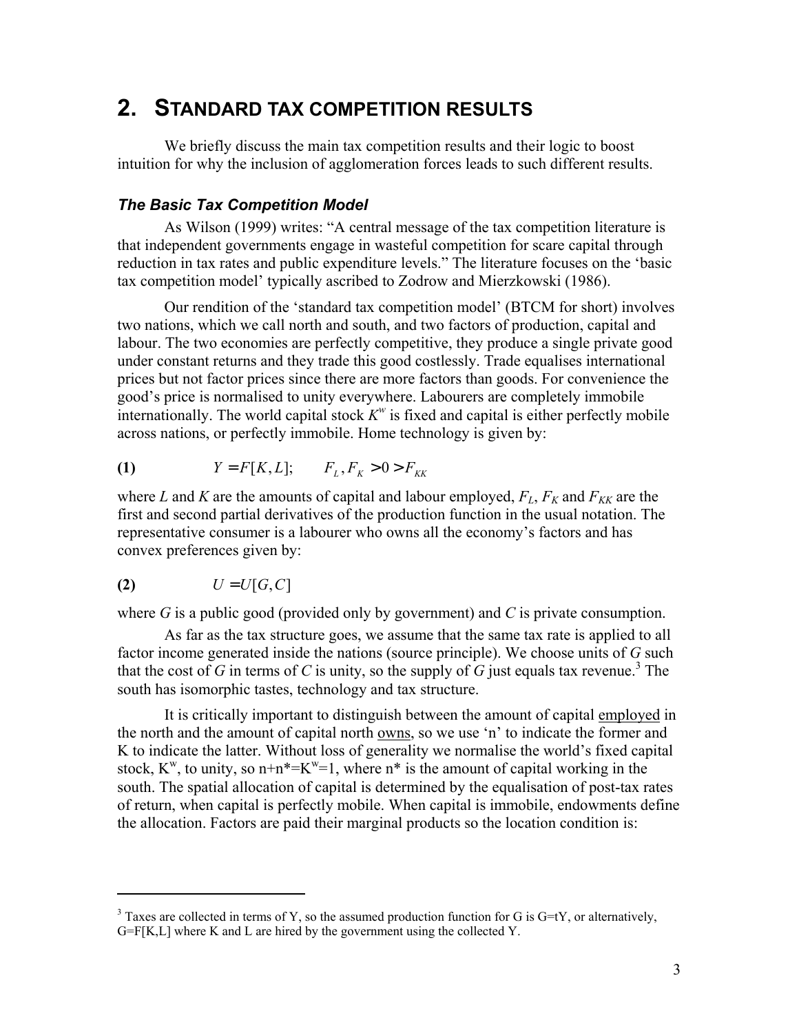## 2. STANDARD TAX COMPETITION RESULTS

We briefly discuss the main tax competition results and their logic to boost intuition for why the inclusion of agglomeration forces leads to such different results.

### *The Basic Tax Competition Model*

As Wilson (1999) writes: "A central message of the tax competition literature is that independent governments engage in wasteful competition for scare capital through reduction in tax rates and public expenditure levels." The literature focuses on the 'basic tax competition model' typically ascribed to Zodrow and Mierzkowski (1986).

Our rendition of the 'standard tax competition model' (BTCM for short) involves two nations, which we call north and south, and two factors of production, capital and labour. The two economies are perfectly competitive, they produce a single private good under constant returns and they trade this good costlessly. Trade equalises international prices but not factor prices since there are more factors than goods. For convenience the good's price is normalised to unity everywhere. Labourers are completely immobile internationally. The world capital stock $K^w$ is fixed and capital is either perfectly mobile across nations, or perfectly immobile. Home technology is given by:

$$\textbf{(1)} \qquad Y = F[K, L]; \qquad F_L, F_K > 0 > F_{KK}$$

where $L$ and $K$ are the amounts of capital and labour employed, $F_L$, $F_K$ and $F_{KK}$ are the first and second partial derivatives of the production function in the usual notation. The representative consumer is a labourer who owns all the economy's factors and has convex preferences given by:

$$\textbf{(2)} \qquad U = U[G, C]$$

where $G$ is a public good (provided only by government) and $C$ is private consumption.

As far as the tax structure goes, we assume that the same tax rate is applied to all factor income generated inside the nations (source principle). We choose units of $G$ such that the cost of $G$ in terms of $C$ is unity, so the supply of $G$ just equals tax revenue.[3] The south has isomorphic tastes, technology and tax structure.

It is critically important to distinguish between the amount of capital employed in the north and the amount of capital north owns, so we use 'n' to indicate the former and K to indicate the latter. Without loss of generality we normalise the world's fixed capital stock, $K^w$, to unity, so $n+n^*=K^w=1$, where $n^*$ is the amount of capital working in the south. The spatial allocation of capital is determined by the equalisation of post-tax rates of return, when capital is perfectly mobile. When capital is immobile, endowments define the allocation. Factors are paid their marginal products so the location condition is:

[3] Taxes are collected in terms of Y, so the assumed production function for G is G=tY, or alternatively, G=F[K,L] where K and L are hired by the government using the collected Y.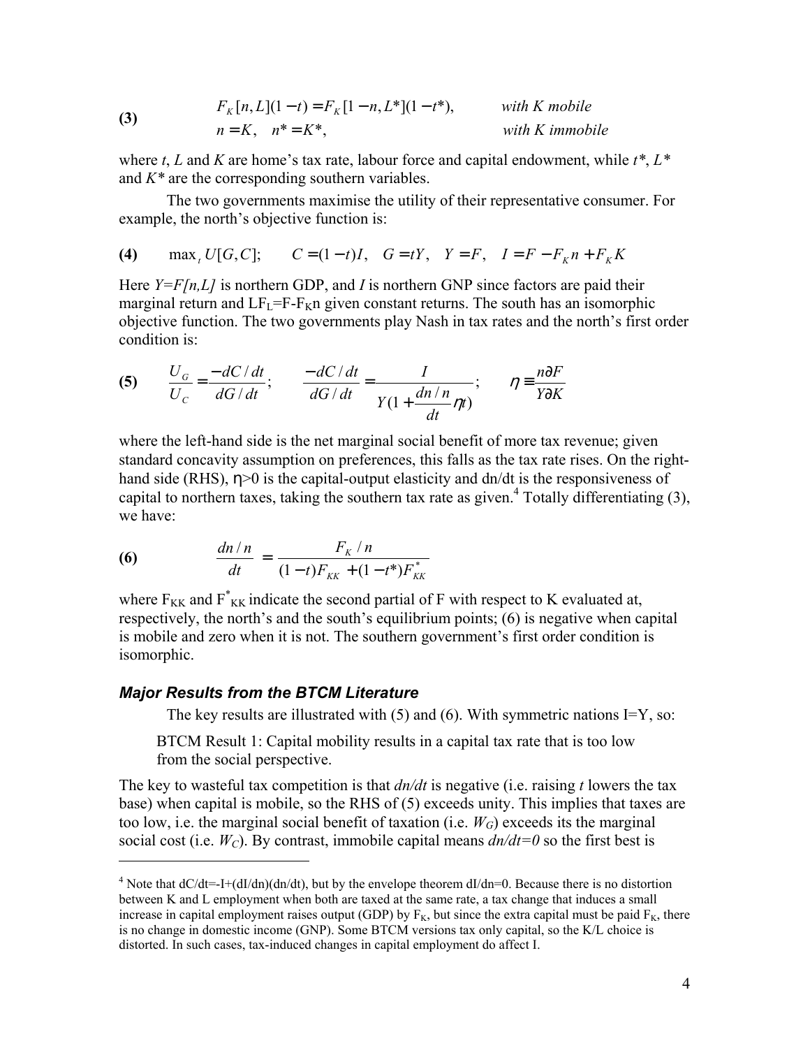$$
\textbf{(3)} \qquad \begin{array}{ll} F_K[n,L](1-t) = F_K[1-n,L^*](1-t^*), & \textit{with K mobile} \\ n = K, \quad n^* = K^*, & \textit{with K immobile} \end{array}
$$

where $t$, $L$ and $K$ are home's tax rate, labour force and capital endowment, while $t^*$, $L^*$ and $K^*$ are the corresponding southern variables.

The two governments maximise the utility of their representative consumer. For example, the north's objective function is:

$$
\textbf{(4)} \qquad \max_t U[G,C]; \qquad C = (1-t)I, \quad G = tY, \quad Y = F, \quad I = F - F_K n + F_K K
$$

Here $Y=F[n,L]$ is northern GDP, and $I$ is northern GNP since factors are paid their marginal return and $LF_L=F-F_Kn$ given constant returns. The south has an isomorphic objective function. The two governments play Nash in tax rates and the north's first order condition is:

$$
\textbf{(5)} \qquad \frac{U_G}{U_C} = \frac{-dC/dt}{dG/dt}; \qquad \frac{-dC/dt}{dG/dt} = \frac{I}{Y(1+\frac{dn/n}{dt}\eta t)}; \qquad \eta \equiv \frac{n\partial F}{Y\partial K}
$$

where the left-hand side is the net marginal social benefit of more tax revenue; given standard concavity assumption on preferences, this falls as the tax rate rises. On the right-hand side (RHS), $\eta>0$ is the capital-output elasticity and dn/dt is the responsiveness of capital to northern taxes, taking the southern tax rate as given.[4] Totally differentiating (3), we have:

$$
\textbf{(6)} \qquad \frac{dn/n}{dt} = \frac{F_K/n}{(1-t)F_{KK} + (1-t^*)F^*_{KK}}
$$

where $F_{KK}$ and $F^*_{KK}$ indicate the second partial of F with respect to K evaluated at, respectively, the north's and the south's equilibrium points; (6) is negative when capital is mobile and zero when it is not. The southern government's first order condition is isomorphic.

### *Major Results from the BTCM Literature*

The key results are illustrated with (5) and (6). With symmetric nations I=Y, so:

> BTCM Result 1: Capital mobility results in a capital tax rate that is too low from the social perspective.

The key to wasteful tax competition is that *dn/dt* is negative (i.e. raising *t* lowers the tax base) when capital is mobile, so the RHS of (5) exceeds unity. This implies that taxes are too low, i.e. the marginal social benefit of taxation (i.e. $W_G$) exceeds its the marginal social cost (i.e. $W_C$). By contrast, immobile capital means *dn/dt=0* so the first best is

---

[4] Note that dC/dt=-I+(dI/dn)(dn/dt), but by the envelope theorem dI/dn=0. Because there is no distortion between K and L employment when both are taxed at the same rate, a tax change that induces a small increase in capital employment raises output (GDP) by $F_K$, but since the extra capital must be paid $F_K$, there is no change in domestic income (GNP). Some BTCM versions tax only capital, so the K/L choice is distorted. In such cases, tax-induced changes in capital employment do affect I.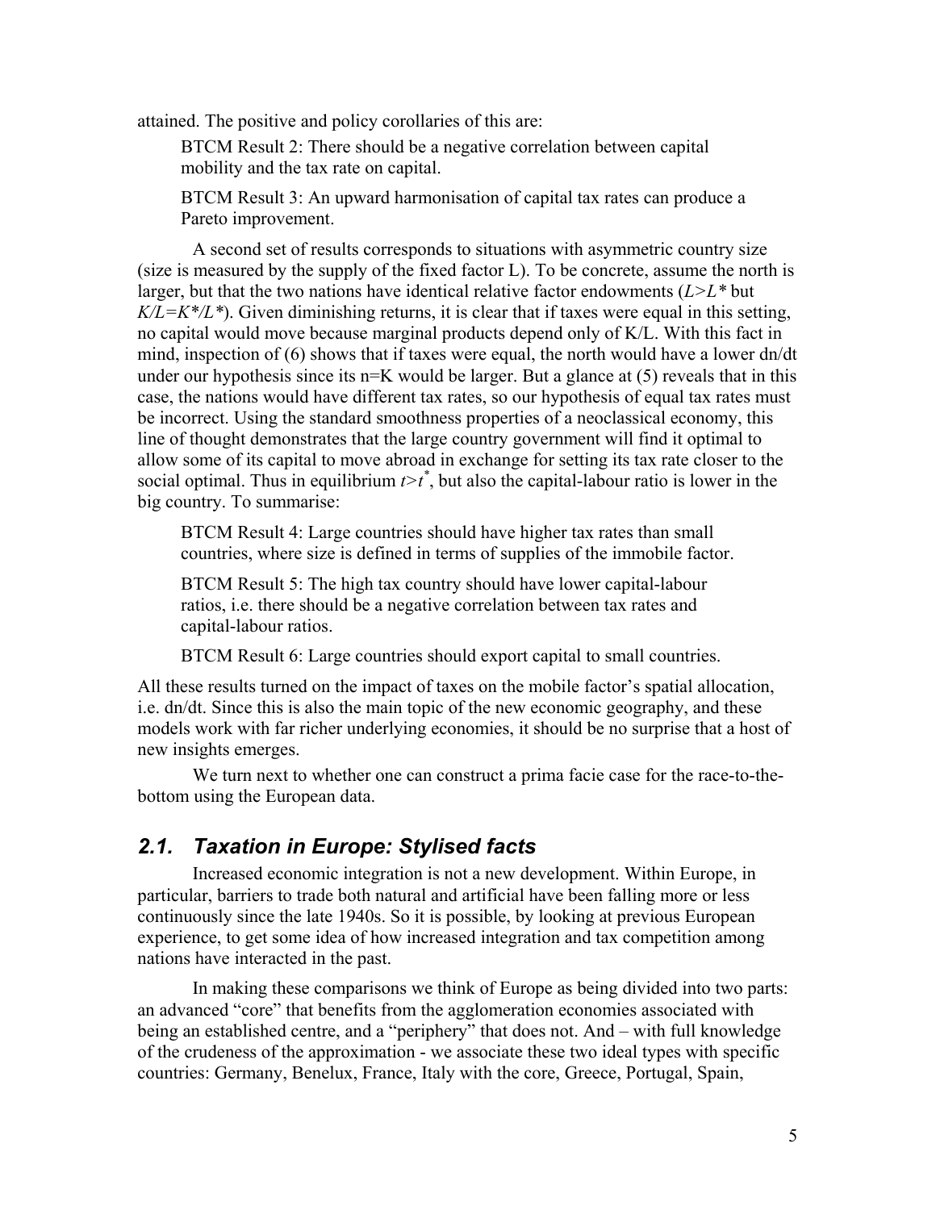attained. The positive and policy corollaries of this are:

> BTCM Result 2: There should be a negative correlation between capital mobility and the tax rate on capital.
>
> BTCM Result 3: An upward harmonisation of capital tax rates can produce a Pareto improvement.

A second set of results corresponds to situations with asymmetric country size (size is measured by the supply of the fixed factor L). To be concrete, assume the north is larger, but that the two nations have identical relative factor endowments ($L>L^*$ but $K/L=K^*/L^*$). Given diminishing returns, it is clear that if taxes were equal in this setting, no capital would move because marginal products depend only of K/L. With this fact in mind, inspection of (6) shows that if taxes were equal, the north would have a lower dn/dt under our hypothesis since its n=K would be larger. But a glance at (5) reveals that in this case, the nations would have different tax rates, so our hypothesis of equal tax rates must be incorrect. Using the standard smoothness properties of a neoclassical economy, this line of thought demonstrates that the large country government will find it optimal to allow some of its capital to move abroad in exchange for setting its tax rate closer to the social optimal. Thus in equilibrium $t>t^*$, but also the capital-labour ratio is lower in the big country. To summarise:

> BTCM Result 4: Large countries should have higher tax rates than small countries, where size is defined in terms of supplies of the immobile factor.
>
> BTCM Result 5: The high tax country should have lower capital-labour ratios, i.e. there should be a negative correlation between tax rates and capital-labour ratios.
>
> BTCM Result 6: Large countries should export capital to small countries.

All these results turned on the impact of taxes on the mobile factor's spatial allocation, i.e. dn/dt. Since this is also the main topic of the new economic geography, and these models work with far richer underlying economies, it should be no surprise that a host of new insights emerges.

We turn next to whether one can construct a prima facie case for the race-to-the-bottom using the European data.

## *2.1. Taxation in Europe: Stylised facts*

Increased economic integration is not a new development. Within Europe, in particular, barriers to trade both natural and artificial have been falling more or less continuously since the late 1940s. So it is possible, by looking at previous European experience, to get some idea of how increased integration and tax competition among nations have interacted in the past.

In making these comparisons we think of Europe as being divided into two parts: an advanced "core" that benefits from the agglomeration economies associated with being an established centre, and a "periphery" that does not. And – with full knowledge of the crudeness of the approximation - we associate these two ideal types with specific countries: Germany, Benelux, France, Italy with the core, Greece, Portugal, Spain,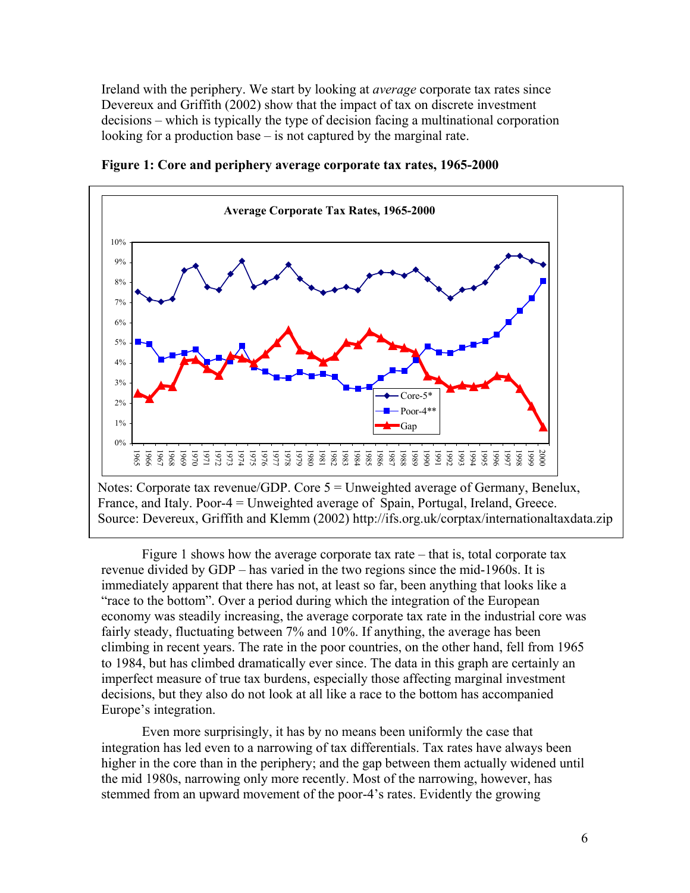Ireland with the periphery. We start by looking at *average* corporate tax rates since Devereux and Griffith (2002) show that the impact of tax on discrete investment decisions – which is typically the type of decision facing a multinational corporation looking for a production base – is not captured by the marginal rate.

**Figure 1: Core and periphery average corporate tax rates, 1965-2000**

Notes: Corporate tax revenue/GDP. Core 5 = Unweighted average of Germany, Benelux, France, and Italy. Poor-4 = Unweighted average of Spain, Portugal, Ireland, Greece. Source: Devereux, Griffith and Klemm (2002) http://ifs.org.uk/corptax/internationaltaxdata.zip

Figure 1 shows how the average corporate tax rate – that is, total corporate tax revenue divided by GDP – has varied in the two regions since the mid-1960s. It is immediately apparent that there has not, at least so far, been anything that looks like a "race to the bottom". Over a period during which the integration of the European economy was steadily increasing, the average corporate tax rate in the industrial core was fairly steady, fluctuating between 7% and 10%. If anything, the average has been climbing in recent years. The rate in the poor countries, on the other hand, fell from 1965 to 1984, but has climbed dramatically ever since. The data in this graph are certainly an imperfect measure of true tax burdens, especially those affecting marginal investment decisions, but they also do not look at all like a race to the bottom has accompanied Europe's integration.

Even more surprisingly, it has by no means been uniformly the case that integration has led even to a narrowing of tax differentials. Tax rates have always been higher in the core than in the periphery; and the gap between them actually widened until the mid 1980s, narrowing only more recently. Most of the narrowing, however, has stemmed from an upward movement of the poor-4's rates. Evidently the growing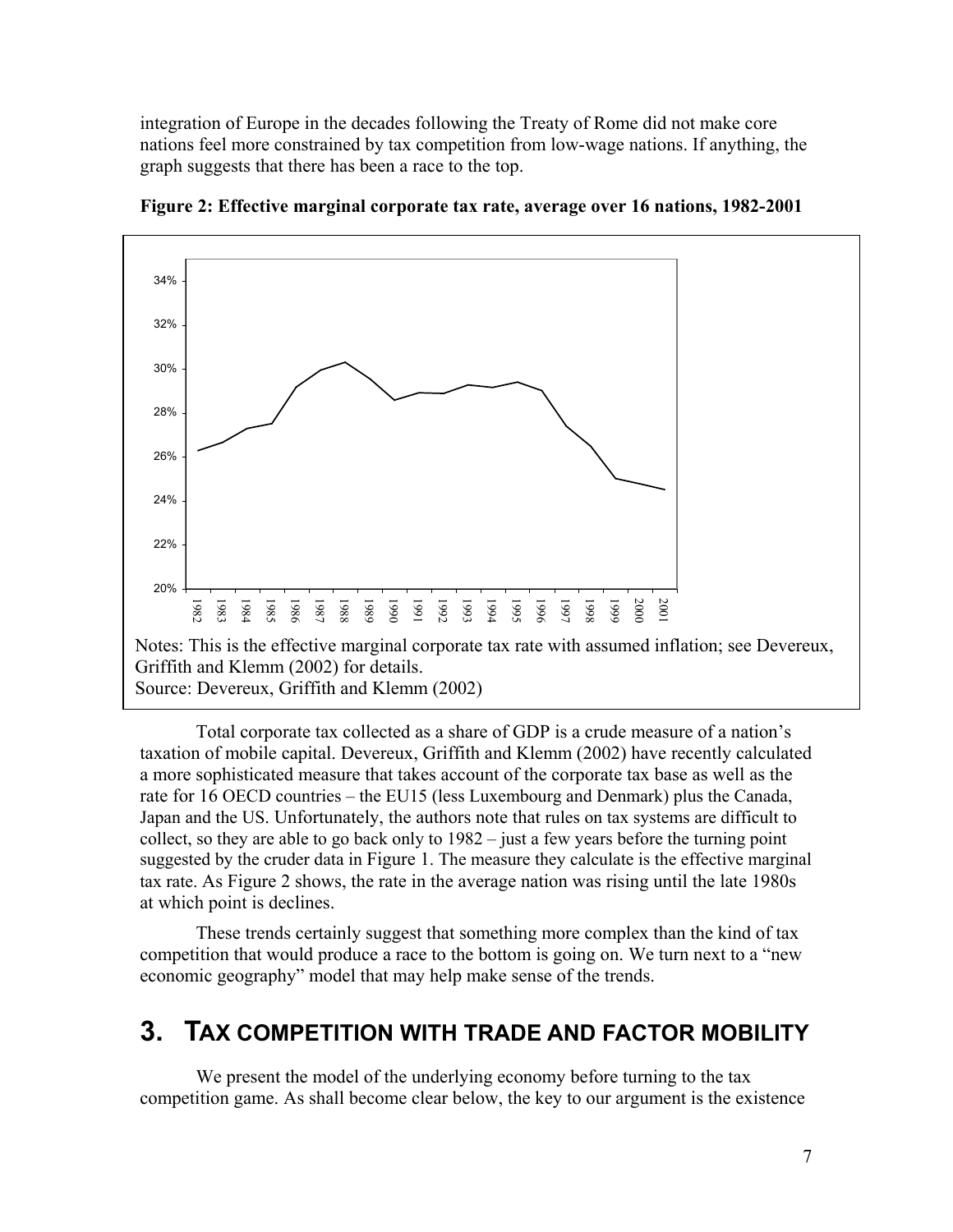integration of Europe in the decades following the Treaty of Rome did not make core nations feel more constrained by tax competition from low-wage nations. If anything, the graph suggests that there has been a race to the top.

**Figure 2: Effective marginal corporate tax rate, average over 16 nations, 1982-2001**

Notes: This is the effective marginal corporate tax rate with assumed inflation; see Devereux, Griffith and Klemm (2002) for details.
Source: Devereux, Griffith and Klemm (2002)

Total corporate tax collected as a share of GDP is a crude measure of a nation's taxation of mobile capital. Devereux, Griffith and Klemm (2002) have recently calculated a more sophisticated measure that takes account of the corporate tax base as well as the rate for 16 OECD countries – the EU15 (less Luxembourg and Denmark) plus the Canada, Japan and the US. Unfortunately, the authors note that rules on tax systems are difficult to collect, so they are able to go back only to 1982 – just a few years before the turning point suggested by the cruder data in Figure 1. The measure they calculate is the effective marginal tax rate. As Figure 2 shows, the rate in the average nation was rising until the late 1980s at which point is declines.

These trends certainly suggest that something more complex than the kind of tax competition that would produce a race to the bottom is going on. We turn next to a "new economic geography" model that may help make sense of the trends.

## 3. TAX COMPETITION WITH TRADE AND FACTOR MOBILITY

We present the model of the underlying economy before turning to the tax competition game. As shall become clear below, the key to our argument is the existence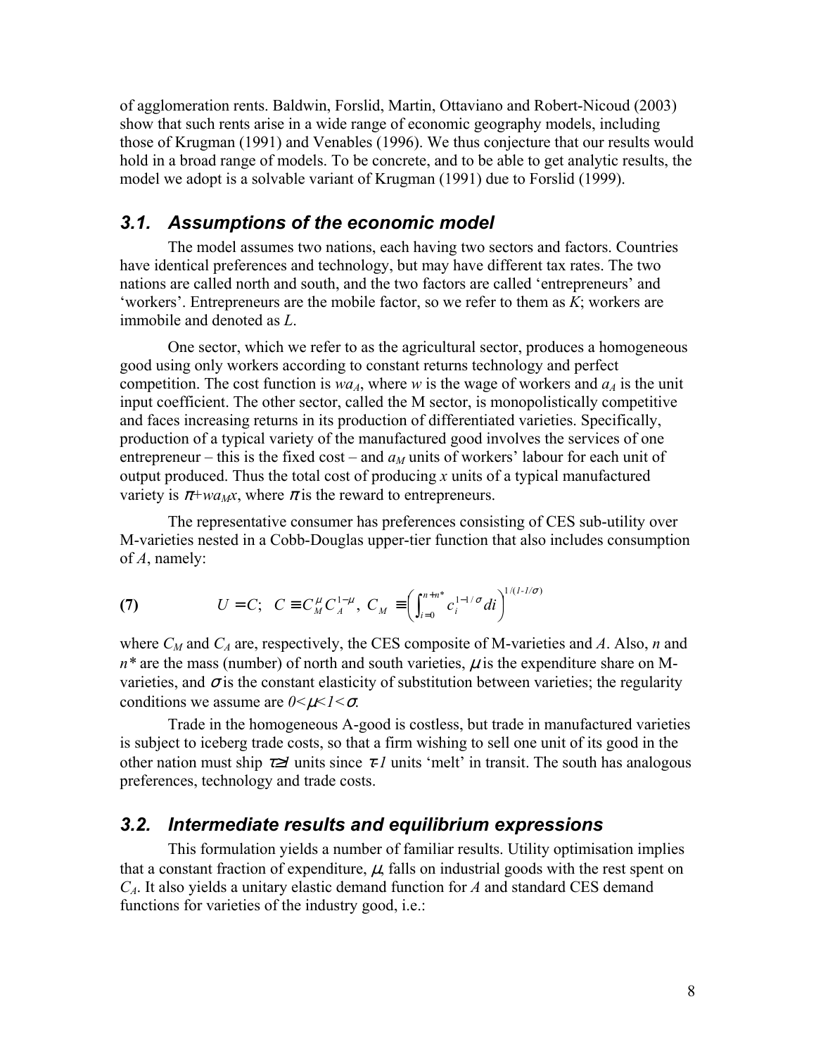of agglomeration rents. Baldwin, Forslid, Martin, Ottaviano and Robert-Nicoud (2003) show that such rents arise in a wide range of economic geography models, including those of Krugman (1991) and Venables (1996). We thus conjecture that our results would hold in a broad range of models. To be concrete, and to be able to get analytic results, the model we adopt is a solvable variant of Krugman (1991) due to Forslid (1999).

## *3.1. Assumptions of the economic model*

The model assumes two nations, each having two sectors and factors. Countries have identical preferences and technology, but may have different tax rates. The two nations are called north and south, and the two factors are called 'entrepreneurs' and 'workers'. Entrepreneurs are the mobile factor, so we refer to them as $K$; workers are immobile and denoted as $L$.

One sector, which we refer to as the agricultural sector, produces a homogeneous good using only workers according to constant returns technology and perfect competition. The cost function is $wa_A$, where $w$ is the wage of workers and $a_A$ is the unit input coefficient. The other sector, called the M sector, is monopolistically competitive and faces increasing returns in its production of differentiated varieties. Specifically, production of a typical variety of the manufactured good involves the services of one entrepreneur – this is the fixed cost – and $a_M$ units of workers' labour for each unit of output produced. Thus the total cost of producing $x$ units of a typical manufactured variety is $\pi+wa_Mx$, where $\pi$ is the reward to entrepreneurs.

The representative consumer has preferences consisting of CES sub-utility over M-varieties nested in a Cobb-Douglas upper-tier function that also includes consumption of $A$, namely:

$$\textbf{(7)} \qquad U = C; \;\; C \equiv C_M^{\mu} C_A^{1-\mu}, \; C_M \equiv \left( \int_{i=0}^{n+n^*} c_i^{1-1/\sigma} di \right)^{1/(1-1/\sigma)}$$

where $C_M$ and $C_A$ are, respectively, the CES composite of M-varieties and $A$. Also, $n$ and $n^*$ are the mass (number) of north and south varieties, $\mu$ is the expenditure share on M-varieties, and $\sigma$ is the constant elasticity of substitution between varieties; the regularity conditions we assume are $0<\mu<1<\sigma$.

Trade in the homogeneous A-good is costless, but trade in manufactured varieties is subject to iceberg trade costs, so that a firm wishing to sell one unit of its good in the other nation must ship $\tau\geq 1$ units since $\tau$-$1$ units 'melt' in transit. The south has analogous preferences, technology and trade costs.

## *3.2. Intermediate results and equilibrium expressions*

This formulation yields a number of familiar results. Utility optimisation implies that a constant fraction of expenditure, $\mu$, falls on industrial goods with the rest spent on $C_A$. It also yields a unitary elastic demand function for $A$ and standard CES demand functions for varieties of the industry good, i.e.: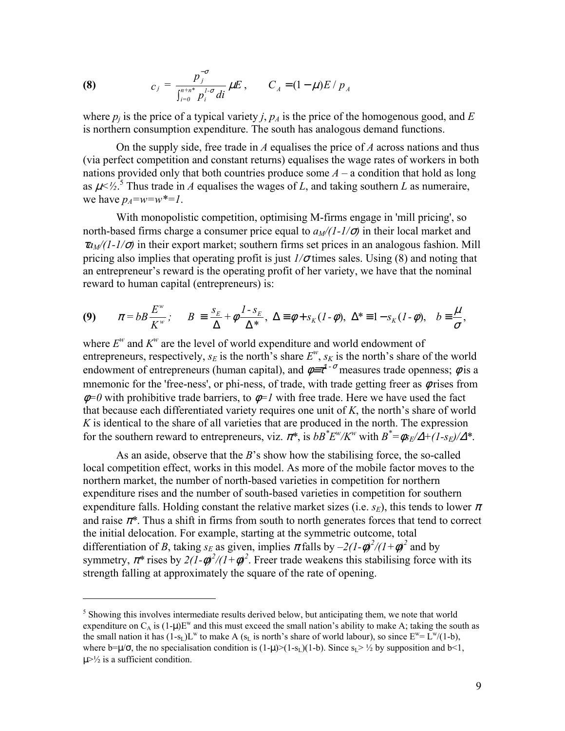$$
\textbf{(8)} \qquad c_j = \frac{p_j^{-\sigma}}{\int_{i=0}^{n+n^*} p_i^{1-\sigma} di} \mu E, \qquad C_A = (1-\mu)E / p_A
$$

where $p_j$ is the price of a typical variety $j$, $p_A$ is the price of the homogenous good, and $E$ is northern consumption expenditure. The south has analogous demand functions.

On the supply side, free trade in $A$ equalises the price of $A$ across nations and thus (via perfect competition and constant returns) equalises the wage rates of workers in both nations provided only that both countries produce some $A$ – a condition that hold as long as $\mu<½$.[5] Thus trade in $A$ equalises the wages of $L$, and taking southern $L$ as numeraire, we have $p_A=w=w^*=1$.

With monopolistic competition, optimising M-firms engage in 'mill pricing', so north-based firms charge a consumer price equal to $a_M/(1-1/\sigma)$ in their local market and $\tau a_M/(1-1/\sigma)$ in their export market; southern firms set prices in an analogous fashion. Mill pricing also implies that operating profit is just $1/\sigma$ times sales. Using (8) and noting that an entrepreneur's reward is the operating profit of her variety, we have that the nominal reward to human capital (entrepreneurs) is:

$$
\textbf{(9)} \qquad \pi = bB\frac{E^w}{K^w}; \quad B \equiv \frac{s_E}{\Delta} + \phi\frac{1-s_E}{\Delta^*}, \; \Delta \equiv \phi + s_K(1-\phi), \; \Delta^* \equiv 1 - s_K(1-\phi), \quad b \equiv \frac{\mu}{\sigma},
$$

where $E^w$ and $K^w$ are the level of world expenditure and world endowment of entrepreneurs, respectively, $s_E$ is the north's share $E^w$, $s_K$ is the north's share of the world endowment of entrepreneurs (human capital), and $\phi \equiv \tau^{1-\sigma}$ measures trade openness; $\phi$ is a mnemonic for the 'free-ness', or phi-ness, of trade, with trade getting freer as $\phi$ rises from $\phi=0$ with prohibitive trade barriers, to $\phi=1$ with free trade. Here we have used the fact that because each differentiated variety requires one unit of $K$, the north's share of world $K$ is identical to the share of all varieties that are produced in the north. The expression for the southern reward to entrepreneurs, viz. $\pi^*$, is $bB^*E^w/K^w$ with $B^*=\phi s_E/\Delta+(1-s_E)/\Delta^*$.

As an aside, observe that the $B$'s show how the stabilising force, the so-called local competition effect, works in this model. As more of the mobile factor moves to the northern market, the number of north-based varieties in competition for northern expenditure rises and the number of south-based varieties in competition for southern expenditure falls. Holding constant the relative market sizes (i.e. $s_E$), this tends to lower $\pi$ and raise $\pi^*$. Thus a shift in firms from south to north generates forces that tend to correct the initial delocation. For example, starting at the symmetric outcome, total differentiation of $B$, taking $s_E$ as given, implies $\pi$ falls by $-2(1-\phi)^2/(1+\phi)^2$ and by symmetry, $\pi^*$ rises by $2(1-\phi)^2/(1+\phi)^2$. Freer trade weakens this stabilising force with its strength falling at approximately the square of the rate of opening.

---

[5] Showing this involves intermediate results derived below, but anticipating them, we note that world expenditure on $C_A$ is $(1-\mu)E^w$ and this must exceed the small nation's ability to make A; taking the south as the small nation it has $(1-s_L)L^w$ to make A ($s_L$ is north's share of world labour), so since $E^w= L^w/(1-b)$, where $b=\mu/\sigma$, the no specialisation condition is $(1-\mu)>(1-s_L)(1-b)$. Since $s_L> ½$ by supposition and $b<1$, $\mu>½$ is a sufficient condition.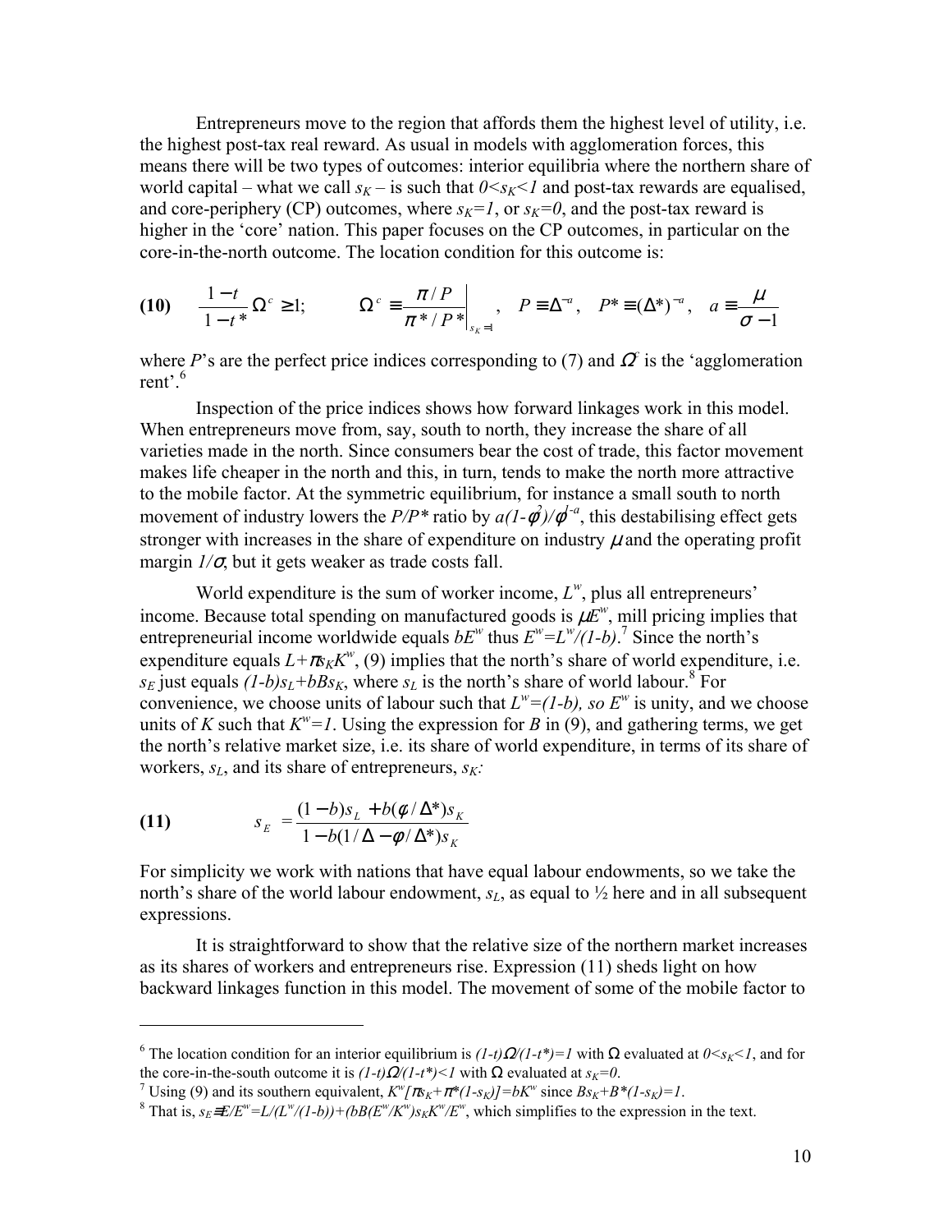Entrepreneurs move to the region that affords them the highest level of utility, i.e. the highest post-tax real reward. As usual in models with agglomeration forces, this means there will be two types of outcomes: interior equilibria where the northern share of world capital – what we call $s_K$ – is such that $0<s_K<1$ and post-tax rewards are equalised, and core-periphery (CP) outcomes, where $s_K=1$, or $s_K=0$, and the post-tax reward is higher in the 'core' nation. This paper focuses on the CP outcomes, in particular on the core-in-the-north outcome. The location condition for this outcome is:

$$\textbf{(10)}\qquad \frac{1-t}{1-t^*}\Omega^c \geq 1; \qquad \Omega^c \equiv \left.\frac{\pi/P}{\pi^*/P^*}\right|_{s_K=1}, \quad P \equiv \Delta^{-a}, \quad P^* \equiv (\Delta^*)^{-a}, \quad a \equiv \frac{\mu}{\sigma-1}$$

where $P$'s are the perfect price indices corresponding to (7) and $\Omega^c$ is the 'agglomeration rent'.[6]

Inspection of the price indices shows how forward linkages work in this model. When entrepreneurs move from, say, south to north, they increase the share of all varieties made in the north. Since consumers bear the cost of trade, this factor movement makes life cheaper in the north and this, in turn, tends to make the north more attractive to the mobile factor. At the symmetric equilibrium, for instance a small south to north movement of industry lowers the $P/P^*$ ratio by $a(1-\phi^2)/\phi^{-a}$, this destabilising effect gets stronger with increases in the share of expenditure on industry $\mu$ and the operating profit margin $1/\sigma$, but it gets weaker as trade costs fall.

World expenditure is the sum of worker income, $L^w$, plus all entrepreneurs' income. Because total spending on manufactured goods is $\mu E^w$, mill pricing implies that entrepreneurial income worldwide equals $bE^w$ thus $E^w=L^w/(1-b)$.[7] Since the north's expenditure equals $L+\pi s_K K^w$, (9) implies that the north's share of world expenditure, i.e. $s_E$ just equals $(1-b)s_L+bBs_K$, where $s_L$ is the north's share of world labour.[8] For convenience, we choose units of labour such that $L^w=(1-b)$, so $E^w$ is unity, and we choose units of $K$ such that $K^w=1$. Using the expression for $B$ in (9), and gathering terms, we get the north's relative market size, i.e. its share of world expenditure, in terms of its share of workers, $s_L$, and its share of entrepreneurs, $s_K$:

$$\textbf{(11)}\qquad s_E = \frac{(1-b)s_L + b(\phi/\Delta^*)s_K}{1-b(1/\Delta-\phi/\Delta^*)s_K}$$

For simplicity we work with nations that have equal labour endowments, so we take the north's share of the world labour endowment, $s_L$, as equal to ½ here and in all subsequent expressions.

It is straightforward to show that the relative size of the northern market increases as its shares of workers and entrepreneurs rise. Expression (11) sheds light on how backward linkages function in this model. The movement of some of the mobile factor to

---

[6] The location condition for an interior equilibrium is $(1-t)\Omega/(1-t^*)=1$ with $\Omega$ evaluated at $0<s_K<1$, and for the core-in-the-south outcome it is $(1-t)\Omega/(1-t^*)<1$ with $\Omega$ evaluated at $s_K=0$.

[7] Using (9) and its southern equivalent, $K^w[\pi s_K+\pi^*(1-s_K)]=bK^w$ since $Bs_K+B^*(1-s_K)=1$.

[8] That is, $s_E\equiv E/E^w=L/(L^w/(1-b))+(bB(E^w/K^w)s_K K^w/E^w$, which simplifies to the expression in the text.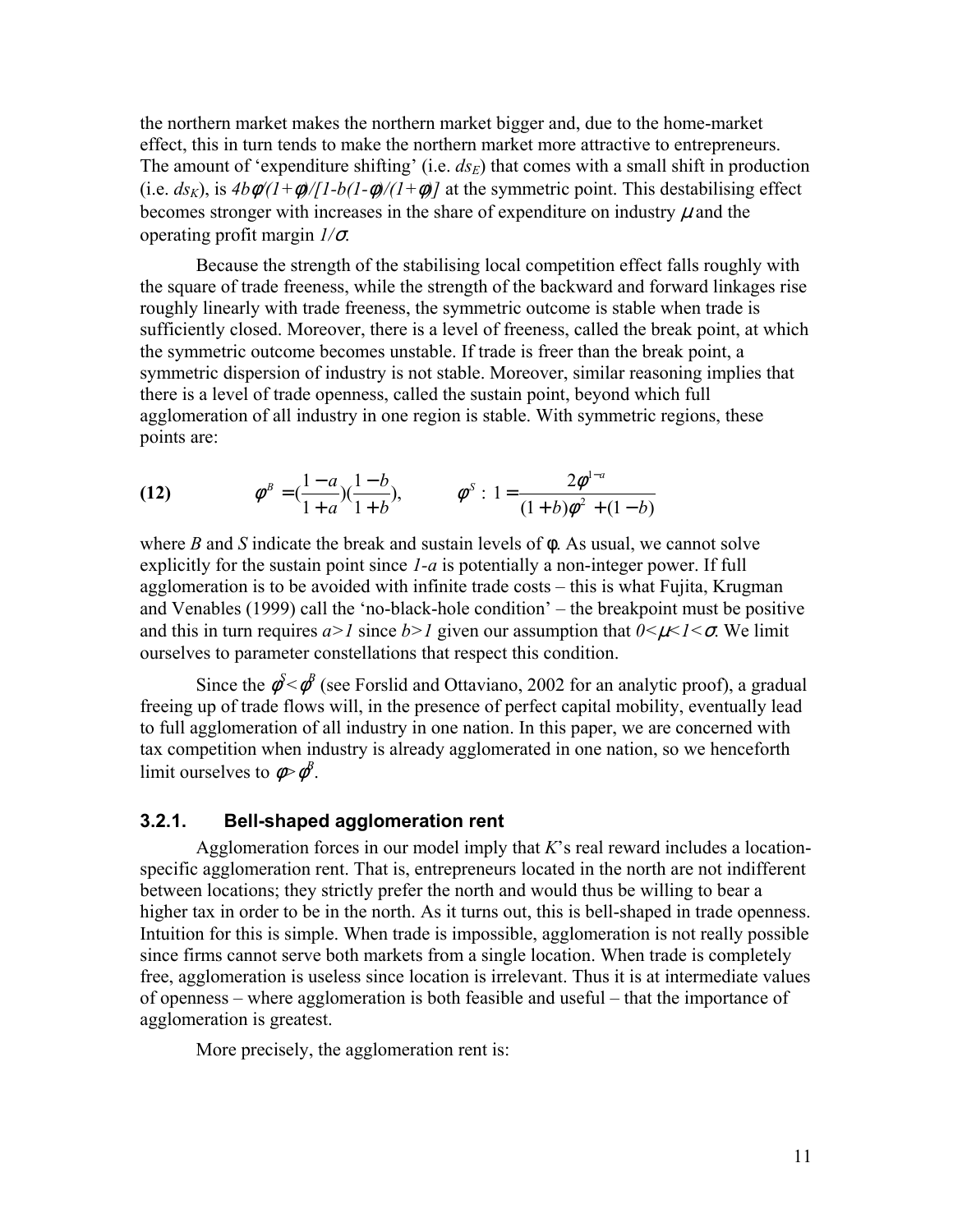the northern market makes the northern market bigger and, due to the home-market effect, this in turn tends to make the northern market more attractive to entrepreneurs. The amount of 'expenditure shifting' (i.e. $ds_E$) that comes with a small shift in production (i.e. $ds_K$), is $4b\phi/(1+\phi)/[1-b(1-\phi)/(1+\phi)]$ at the symmetric point. This destabilising effect becomes stronger with increases in the share of expenditure on industry $\mu$ and the operating profit margin $1/\sigma$.

Because the strength of the stabilising local competition effect falls roughly with the square of trade freeness, while the strength of the backward and forward linkages rise roughly linearly with trade freeness, the symmetric outcome is stable when trade is sufficiently closed. Moreover, there is a level of freeness, called the break point, at which the symmetric outcome becomes unstable. If trade is freer than the break point, a symmetric dispersion of industry is not stable. Moreover, similar reasoning implies that there is a level of trade openness, called the sustain point, beyond which full agglomeration of all industry in one region is stable. With symmetric regions, these points are:

$$\textbf{(12)} \qquad \phi^B = \left(\frac{1-a}{1+a}\right)\left(\frac{1-b}{1+b}\right), \qquad \phi^S : 1 = \frac{2\phi^{1-a}}{(1+b)\phi^2 + (1-b)}$$

where $B$ and $S$ indicate the break and sustain levels of $\phi$. As usual, we cannot solve explicitly for the sustain point since $1-a$ is potentially a non-integer power. If full agglomeration is to be avoided with infinite trade costs – this is what Fujita, Krugman and Venables (1999) call the 'no-black-hole condition' – the breakpoint must be positive and this in turn requires $a>1$ since $b>1$ given our assumption that $0<\mu<1<\sigma$. We limit ourselves to parameter constellations that respect this condition.

Since the $\phi^S<\phi^B$ (see Forslid and Ottaviano, 2002 for an analytic proof), a gradual freeing up of trade flows will, in the presence of perfect capital mobility, eventually lead to full agglomeration of all industry in one nation. In this paper, we are concerned with tax competition when industry is already agglomerated in one nation, so we henceforth limit ourselves to $\phi>\phi^B$.

### 3.2.1. Bell-shaped agglomeration rent

Agglomeration forces in our model imply that $K$'s real reward includes a location-specific agglomeration rent. That is, entrepreneurs located in the north are not indifferent between locations; they strictly prefer the north and would thus be willing to bear a higher tax in order to be in the north. As it turns out, this is bell-shaped in trade openness. Intuition for this is simple. When trade is impossible, agglomeration is not really possible since firms cannot serve both markets from a single location. When trade is completely free, agglomeration is useless since location is irrelevant. Thus it is at intermediate values of openness – where agglomeration is both feasible and useful – that the importance of agglomeration is greatest.

More precisely, the agglomeration rent is: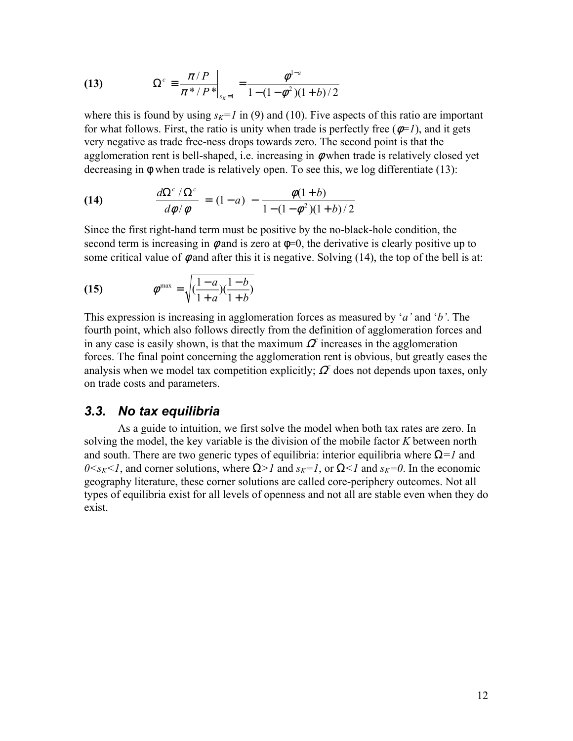$$\text{(13)} \qquad \Omega^c \equiv \left.\frac{\pi / P}{\pi^* / P^*}\right|_{s_K=1} = \frac{\phi^{1-a}}{1-(1-\phi^2)(1+b)/2}$$

where this is found by using $s_K=1$ in (9) and (10). Five aspects of this ratio are important for what follows. First, the ratio is unity when trade is perfectly free ($\phi=1$), and it gets very negative as trade free-ness drops towards zero. The second point is that the agglomeration rent is bell-shaped, i.e. increasing in $\phi$ when trade is relatively closed yet decreasing in $\phi$ when trade is relatively open. To see this, we log differentiate (13):

$$\text{(14)} \qquad \frac{d\Omega^c / \Omega^c}{d\phi / \phi} = (1-a) - \frac{\phi(1+b)}{1-(1-\phi^2)(1+b)/2}$$

Since the first right-hand term must be positive by the no-black-hole condition, the second term is increasing in $\phi$ and is zero at $\phi=0$, the derivative is clearly positive up to some critical value of $\phi$ and after this it is negative. Solving (14), the top of the bell is at:

$$\text{(15)} \qquad \phi^{\max} = \sqrt{\left(\frac{1-a}{1+a}\right)\left(\frac{1-b}{1+b}\right)}$$

This expression is increasing in agglomeration forces as measured by '$a$' and '$b$'. The fourth point, which also follows directly from the definition of agglomeration forces and in any case is easily shown, is that the maximum $\Omega^c$ increases in the agglomeration forces. The final point concerning the agglomeration rent is obvious, but greatly eases the analysis when we model tax competition explicitly; $\Omega^c$ does not depends upon taxes, only on trade costs and parameters.

### 3.3. No tax equilibria

As a guide to intuition, we first solve the model when both tax rates are zero. In solving the model, the key variable is the division of the mobile factor $K$ between north and south. There are two generic types of equilibria: interior equilibria where $\Omega=1$ and $0<s_K<1$, and corner solutions, where $\Omega>1$ and $s_K=1$, or $\Omega<1$ and $s_K=0$. In the economic geography literature, these corner solutions are called core-periphery outcomes. Not all types of equilibria exist for all levels of openness and not all are stable even when they do exist.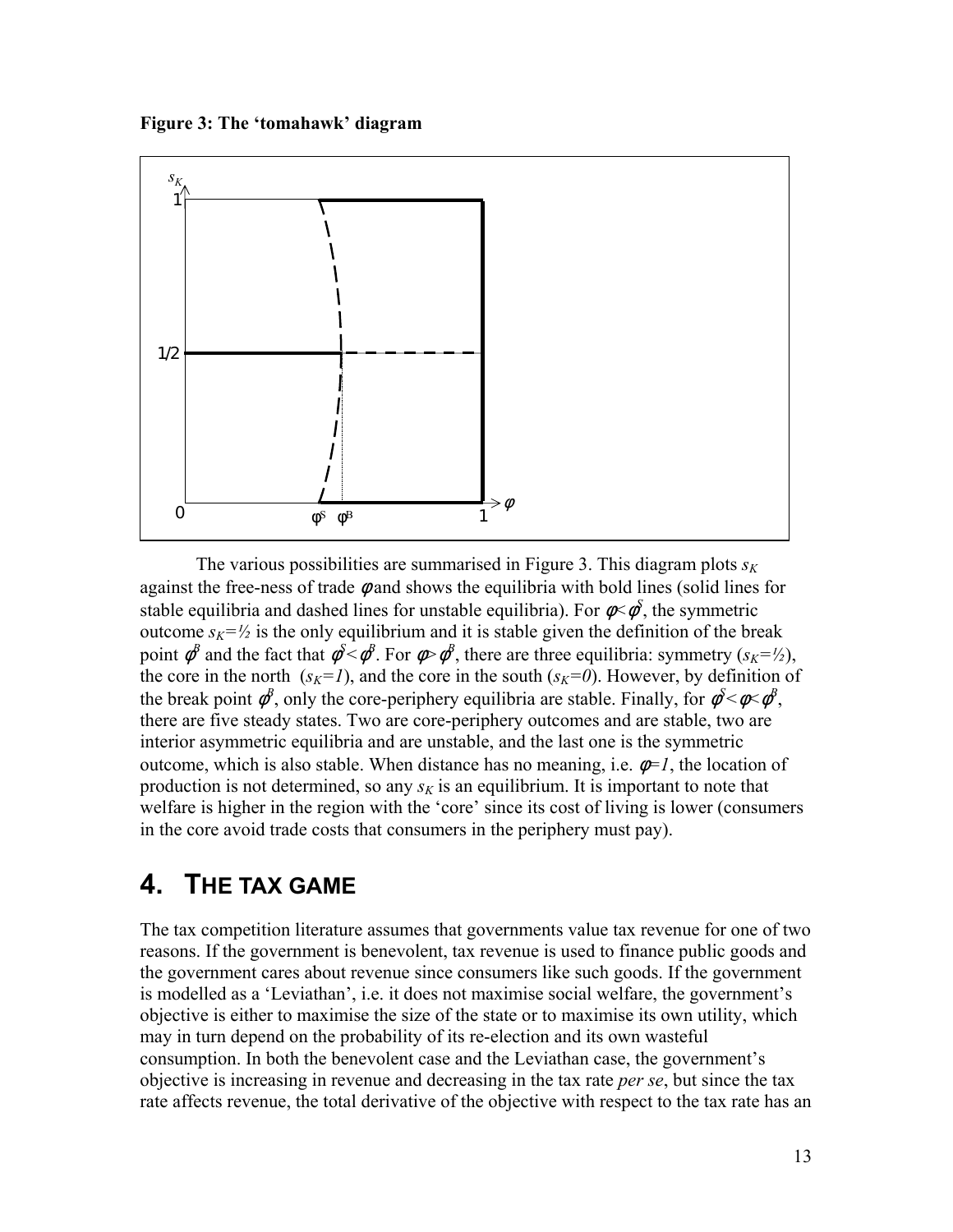**Figure 3: The 'tomahawk' diagram**

The various possibilities are summarised in Figure 3. This diagram plots $s_K$ against the free-ness of trade $\phi$ and shows the equilibria with bold lines (solid lines for stable equilibria and dashed lines for unstable equilibria). For $\phi<\phi^S$, the symmetric outcome $s_K=½$ is the only equilibrium and it is stable given the definition of the break point $\phi^B$ and the fact that $\phi^S<\phi^B$. For $\phi>\phi^B$, there are three equilibria: symmetry ($s_K=½$), the core in the north ($s_K=1$), and the core in the south ($s_K=0$). However, by definition of the break point $\phi^B$, only the core-periphery equilibria are stable. Finally, for $\phi^S<\phi<\phi^B$, there are five steady states. Two are core-periphery outcomes and are stable, two are interior asymmetric equilibria and are unstable, and the last one is the symmetric outcome, which is also stable. When distance has no meaning, i.e. $\phi=1$, the location of production is not determined, so any $s_K$ is an equilibrium. It is important to note that welfare is higher in the region with the 'core' since its cost of living is lower (consumers in the core avoid trade costs that consumers in the periphery must pay).

# 4. THE TAX GAME

The tax competition literature assumes that governments value tax revenue for one of two reasons. If the government is benevolent, tax revenue is used to finance public goods and the government cares about revenue since consumers like such goods. If the government is modelled as a 'Leviathan', i.e. it does not maximise social welfare, the government's objective is either to maximise the size of the state or to maximise its own utility, which may in turn depend on the probability of its re-election and its own wasteful consumption. In both the benevolent case and the Leviathan case, the government's objective is increasing in revenue and decreasing in the tax rate *per se*, but since the tax rate affects revenue, the total derivative of the objective with respect to the tax rate has an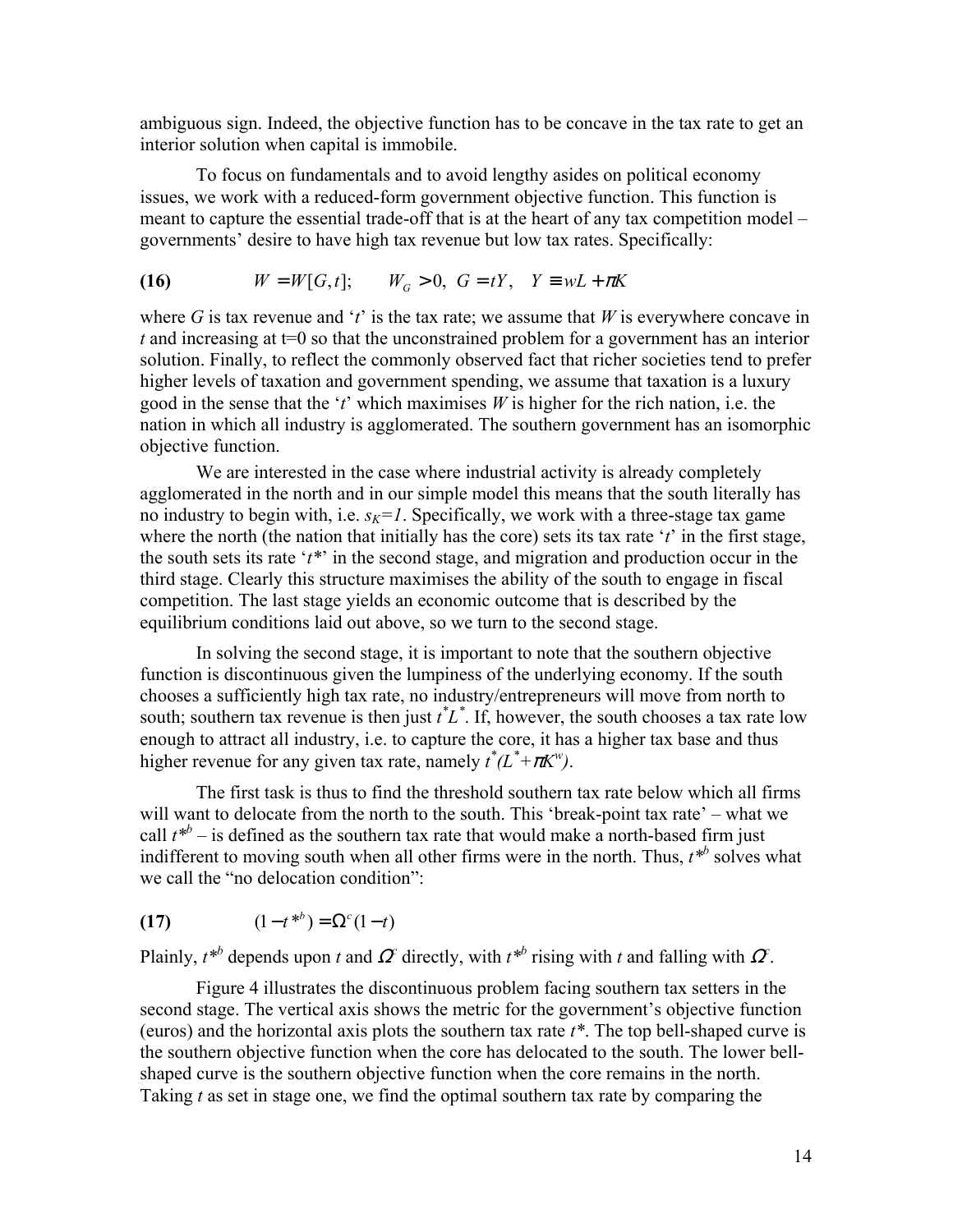ambiguous sign. Indeed, the objective function has to be concave in the tax rate to get an interior solution when capital is immobile.

To focus on fundamentals and to avoid lengthy asides on political economy issues, we work with a reduced-form government objective function. This function is meant to capture the essential trade-off that is at the heart of any tax competition model – governments' desire to have high tax revenue but low tax rates. Specifically:

$$\textbf{(16)} \qquad W = W[G,t]; \qquad W_G > 0, \;\; G = tY, \quad Y \equiv wL + \pi K$$

where $G$ is tax revenue and '$t$' is the tax rate; we assume that $W$ is everywhere concave in $t$ and increasing at t=0 so that the unconstrained problem for a government has an interior solution. Finally, to reflect the commonly observed fact that richer societies tend to prefer higher levels of taxation and government spending, we assume that taxation is a luxury good in the sense that the '$t$' which maximises $W$ is higher for the rich nation, i.e. the nation in which all industry is agglomerated. The southern government has an isomorphic objective function.

We are interested in the case where industrial activity is already completely agglomerated in the north and in our simple model this means that the south literally has no industry to begin with, i.e. $s_K=1$. Specifically, we work with a three-stage tax game where the north (the nation that initially has the core) sets its tax rate '$t$' in the first stage, the south sets its rate '$t^*$' in the second stage, and migration and production occur in the third stage. Clearly this structure maximises the ability of the south to engage in fiscal competition. The last stage yields an economic outcome that is described by the equilibrium conditions laid out above, so we turn to the second stage.

In solving the second stage, it is important to note that the southern objective function is discontinuous given the lumpiness of the underlying economy. If the south chooses a sufficiently high tax rate, no industry/entrepreneurs will move from north to south; southern tax revenue is then just $t^*L^*$. If, however, the south chooses a tax rate low enough to attract all industry, i.e. to capture the core, it has a higher tax base and thus higher revenue for any given tax rate, namely $t^*(L^*+\pi K^w)$.

The first task is thus to find the threshold southern tax rate below which all firms will want to delocate from the north to the south. This 'break-point tax rate' – what we call $t^{*b}$ – is defined as the southern tax rate that would make a north-based firm just indifferent to moving south when all other firms were in the north. Thus, $t^{*b}$ solves what we call the "no delocation condition":

$$\textbf{(17)} \qquad (1 - t^{*b}) = \Omega^c (1 - t)$$

Plainly, $t^{*b}$ depends upon $t$ and $\Omega^c$ directly, with $t^{*b}$ rising with $t$ and falling with $\Omega^c$.

Figure 4 illustrates the discontinuous problem facing southern tax setters in the second stage. The vertical axis shows the metric for the government's objective function (euros) and the horizontal axis plots the southern tax rate $t^*$. The top bell-shaped curve is the southern objective function when the core has delocated to the south. The lower bell-shaped curve is the southern objective function when the core remains in the north. Taking $t$ as set in stage one, we find the optimal southern tax rate by comparing the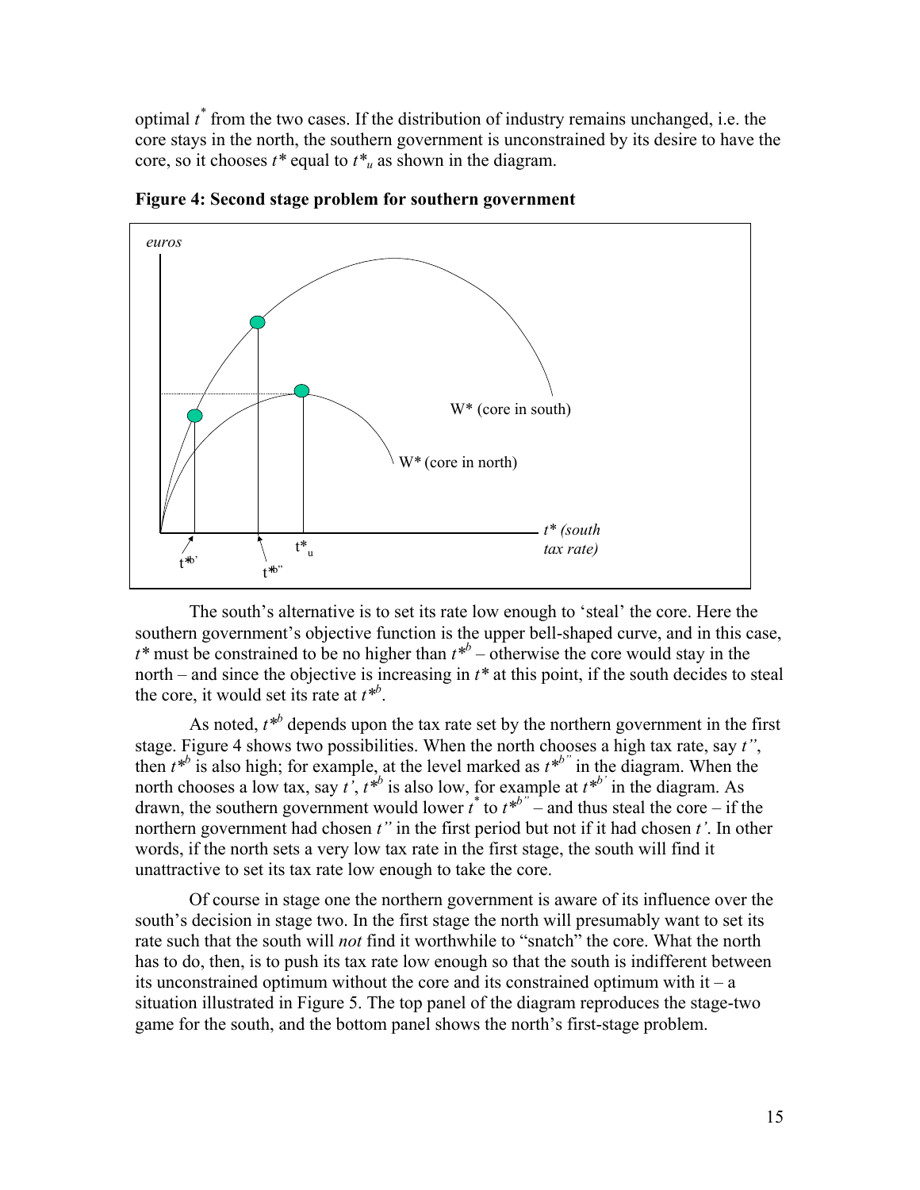optimal $t^*$ from the two cases. If the distribution of industry remains unchanged, i.e. the core stays in the north, the southern government is unconstrained by its desire to have the core, so it chooses $t^*$ equal to $t^*_u$ as shown in the diagram.

**Figure 4: Second stage problem for southern government**

The south's alternative is to set its rate low enough to 'steal' the core. Here the southern government's objective function is the upper bell-shaped curve, and in this case, $t^*$ must be constrained to be no higher than $t^{*b}$ – otherwise the core would stay in the north – and since the objective is increasing in $t^*$ at this point, if the south decides to steal the core, it would set its rate at $t^{*b}$.

As noted, $t^{*b}$ depends upon the tax rate set by the northern government in the first stage. Figure 4 shows two possibilities. When the north chooses a high tax rate, say $t''$, then $t^{*b}$ is also high; for example, at the level marked as $t^{*b''}$ in the diagram. When the north chooses a low tax, say $t'$, $t^{*b}$ is also low, for example at $t^{*b'}$ in the diagram. As drawn, the southern government would lower $t^*$ to $t^{*b''}$ – and thus steal the core – if the northern government had chosen $t''$ in the first period but not if it had chosen $t'$. In other words, if the north sets a very low tax rate in the first stage, the south will find it unattractive to set its tax rate low enough to take the core.

Of course in stage one the northern government is aware of its influence over the south's decision in stage two. In the first stage the north will presumably want to set its rate such that the south will *not* find it worthwhile to "snatch" the core. What the north has to do, then, is to push its tax rate low enough so that the south is indifferent between its unconstrained optimum without the core and its constrained optimum with it – a situation illustrated in Figure 5. The top panel of the diagram reproduces the stage-two game for the south, and the bottom panel shows the north's first-stage problem.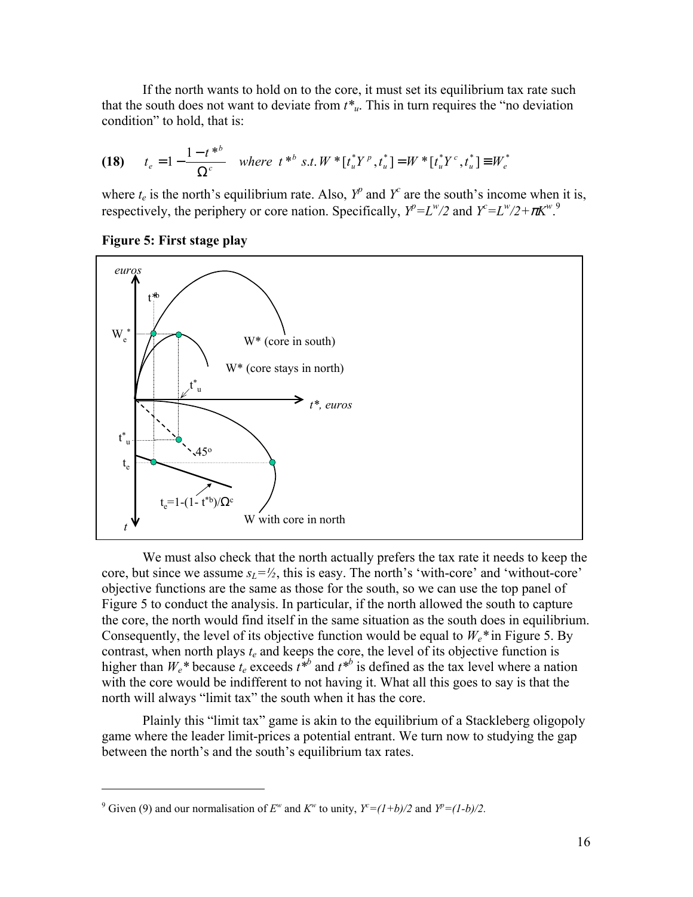If the north wants to hold on to the core, it must set its equilibrium tax rate such that the south does not want to deviate from $t^*_u$. This in turn requires the "no deviation condition" to hold, that is:

$$\textbf{(18)} \qquad t_e = 1 - \frac{1 - t^{*b}}{\Omega^c} \quad \textit{where } t^{*b} \textit{ s.t. } W^*[t_u^* Y^p, t_u^*] = W^*[t_u^* Y^c, t_u^*] \equiv W_e^*$$

where $t_e$ is the north's equilibrium rate. Also, $Y^p$ and $Y^c$ are the south's income when it is, respectively, the periphery or core nation. Specifically, $Y^p = L^w/2$ and $Y^c = L^w/2 + \pi K^w$.[9]

**Figure 5: First stage play**

We must also check that the north actually prefers the tax rate it needs to keep the core, but since we assume $s_L = ½$, this is easy. The north's 'with-core' and 'without-core' objective functions are the same as those for the south, so we can use the top panel of Figure 5 to conduct the analysis. In particular, if the north allowed the south to capture the core, the north would find itself in the same situation as the south does in equilibrium. Consequently, the level of its objective function would be equal to $W_e^*$ in Figure 5. By contrast, when north plays $t_e$ and keeps the core, the level of its objective function is higher than $W_e^*$ because $t_e$ exceeds $t^{*b}$ and $t^{*b}$ is defined as the tax level where a nation with the core would be indifferent to not having it. What all this goes to say is that the north will always "limit tax" the south when it has the core.

Plainly this "limit tax" game is akin to the equilibrium of a Stackleberg oligopoly game where the leader limit-prices a potential entrant. We turn now to studying the gap between the north's and the south's equilibrium tax rates.

---

[9] Given (9) and our normalisation of $E^w$ and $K^w$ to unity, $Y^c = (1+b)/2$ and $Y^p = (1-b)/2$.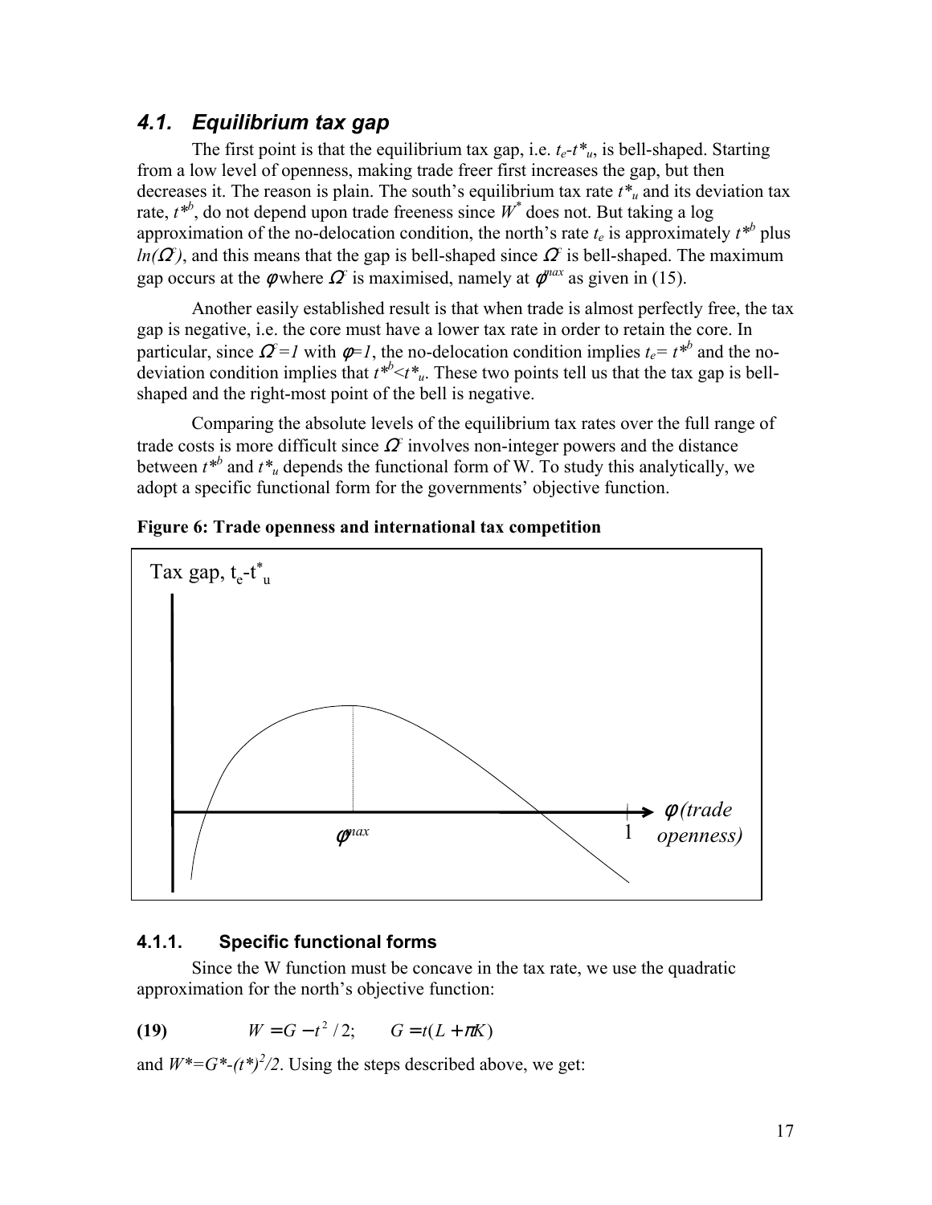## 4.1. Equilibrium tax gap

The first point is that the equilibrium tax gap, i.e. $t_e$-$t^*_u$, is bell-shaped. Starting from a low level of openness, making trade freer first increases the gap, but then decreases it. The reason is plain. The south's equilibrium tax rate $t^*_u$ and its deviation tax rate, $t^{*b}$, do not depend upon trade freeness since $W^*$ does not. But taking a log approximation of the no-delocation condition, the north's rate $t_e$ is approximately $t^{*b}$ plus $ln(\Omega^c)$, and this means that the gap is bell-shaped since $\Omega^c$ is bell-shaped. The maximum gap occurs at the $\phi$ where $\Omega^c$ is maximised, namely at $\phi^{max}$ as given in (15).

Another easily established result is that when trade is almost perfectly free, the tax gap is negative, i.e. the core must have a lower tax rate in order to retain the core. In particular, since $\Omega^c=1$ with $\phi=1$, the no-delocation condition implies $t_e= t^{*b}$ and the no-deviation condition implies that $t^{*b}<t^*_u$. These two points tell us that the tax gap is bell-shaped and the right-most point of the bell is negative.

Comparing the absolute levels of the equilibrium tax rates over the full range of trade costs is more difficult since $\Omega^c$ involves non-integer powers and the distance between $t^{*b}$ and $t^*_u$ depends the functional form of W. To study this analytically, we adopt a specific functional form for the governments' objective function.

**Figure 6: Trade openness and international tax competition**

Tax gap, $t_e$-$t^*_u$

$\phi^{max}$ 1 $\phi$ *(trade openness)*

### 4.1.1. Specific functional forms

Since the W function must be concave in the tax rate, we use the quadratic approximation for the north's objective function:

$$\textbf{(19)} \qquad W = G - t^2/2; \qquad G = t(L + \pi K)$$

and $W^*=G^*-(t^*)^2/2$. Using the steps described above, we get: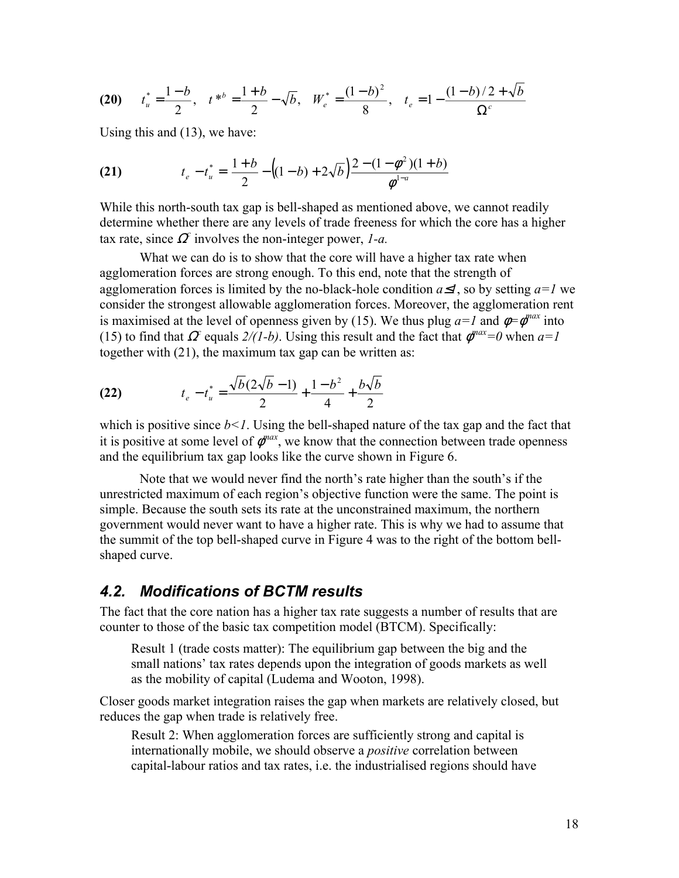**(20)** $t_u^* = \dfrac{1-b}{2}, \quad t^{*b} = \dfrac{1+b}{2} - \sqrt{b}, \quad W_e^* = \dfrac{(1-b)^2}{8}, \quad t_e = 1 - \dfrac{(1-b)/2 + \sqrt{b}}{\Omega^c}$

Using this and (13), we have:

$$\textbf{(21)} \qquad t_e - t_u^* = \frac{1+b}{2} - \left((1-b) + 2\sqrt{b}\right)\frac{2-(1-\phi^2)(1+b)}{\phi^{1-a}}$$

While this north-south tax gap is bell-shaped as mentioned above, we cannot readily determine whether there are any levels of trade freeness for which the core has a higher tax rate, since $\Omega^c$ involves the non-integer power, *1-a.*

What we can do is to show that the core will have a higher tax rate when agglomeration forces are strong enough. To this end, note that the strength of agglomeration forces is limited by the no-black-hole condition $a \leq 1$, so by setting $a=1$ we consider the strongest allowable agglomeration forces. Moreover, the agglomeration rent is maximised at the level of openness given by (15). We thus plug $a=1$ and $\phi=\phi^{max}$ into (15) to find that $\Omega^c$ equals $2/(1-b)$. Using this result and the fact that $\phi^{max}=0$ when $a=1$ together with (21), the maximum tax gap can be written as:

$$\textbf{(22)} \qquad t_e - t_u^* = \frac{\sqrt{b}(2\sqrt{b}-1)}{2} + \frac{1-b^2}{4} + \frac{b\sqrt{b}}{2}$$

which is positive since $b<1$. Using the bell-shaped nature of the tax gap and the fact that it is positive at some level of $\phi^{max}$, we know that the connection between trade openness and the equilibrium tax gap looks like the curve shown in Figure 6.

Note that we would never find the north's rate higher than the south's if the unrestricted maximum of each region's objective function were the same. The point is simple. Because the south sets its rate at the unconstrained maximum, the northern government would never want to have a higher rate. This is why we had to assume that the summit of the top bell-shaped curve in Figure 4 was to the right of the bottom bell-shaped curve.

## *4.2. Modifications of BCTM results*

The fact that the core nation has a higher tax rate suggests a number of results that are counter to those of the basic tax competition model (BTCM). Specifically:

> Result 1 (trade costs matter): The equilibrium gap between the big and the small nations' tax rates depends upon the integration of goods markets as well as the mobility of capital (Ludema and Wooton, 1998).

Closer goods market integration raises the gap when markets are relatively closed, but reduces the gap when trade is relatively free.

> Result 2: When agglomeration forces are sufficiently strong and capital is internationally mobile, we should observe a *positive* correlation between capital-labour ratios and tax rates, i.e. the industrialised regions should have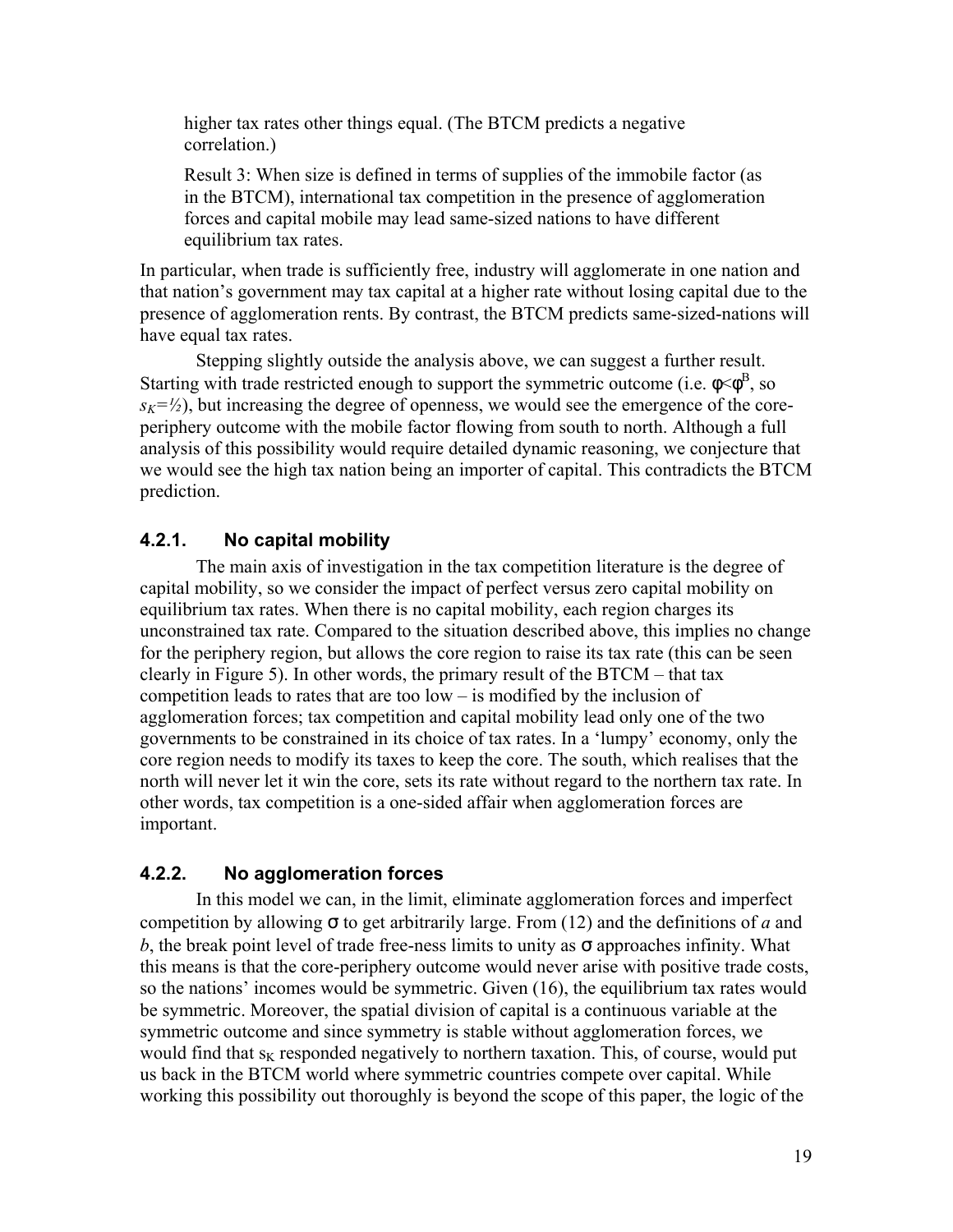higher tax rates other things equal. (The BTCM predicts a negative correlation.)

Result 3: When size is defined in terms of supplies of the immobile factor (as in the BTCM), international tax competition in the presence of agglomeration forces and capital mobile may lead same-sized nations to have different equilibrium tax rates.

In particular, when trade is sufficiently free, industry will agglomerate in one nation and that nation's government may tax capital at a higher rate without losing capital due to the presence of agglomeration rents. By contrast, the BTCM predicts same-sized-nations will have equal tax rates.

Stepping slightly outside the analysis above, we can suggest a further result. Starting with trade restricted enough to support the symmetric outcome (i.e. $\phi<\phi^B$, so $s_K=½$), but increasing the degree of openness, we would see the emergence of the core-periphery outcome with the mobile factor flowing from south to north. Although a full analysis of this possibility would require detailed dynamic reasoning, we conjecture that we would see the high tax nation being an importer of capital. This contradicts the BTCM prediction.

### 4.2.1. No capital mobility

The main axis of investigation in the tax competition literature is the degree of capital mobility, so we consider the impact of perfect versus zero capital mobility on equilibrium tax rates. When there is no capital mobility, each region charges its unconstrained tax rate. Compared to the situation described above, this implies no change for the periphery region, but allows the core region to raise its tax rate (this can be seen clearly in Figure 5). In other words, the primary result of the BTCM – that tax competition leads to rates that are too low – is modified by the inclusion of agglomeration forces; tax competition and capital mobility lead only one of the two governments to be constrained in its choice of tax rates. In a 'lumpy' economy, only the core region needs to modify its taxes to keep the core. The south, which realises that the north will never let it win the core, sets its rate without regard to the northern tax rate. In other words, tax competition is a one-sided affair when agglomeration forces are important.

### 4.2.2. No agglomeration forces

In this model we can, in the limit, eliminate agglomeration forces and imperfect competition by allowing $\sigma$ to get arbitrarily large. From (12) and the definitions of *a* and *b*, the break point level of trade free-ness limits to unity as $\sigma$ approaches infinity. What this means is that the core-periphery outcome would never arise with positive trade costs, so the nations' incomes would be symmetric. Given (16), the equilibrium tax rates would be symmetric. Moreover, the spatial division of capital is a continuous variable at the symmetric outcome and since symmetry is stable without agglomeration forces, we would find that $s_K$ responded negatively to northern taxation. This, of course, would put us back in the BTCM world where symmetric countries compete over capital. While working this possibility out thoroughly is beyond the scope of this paper, the logic of the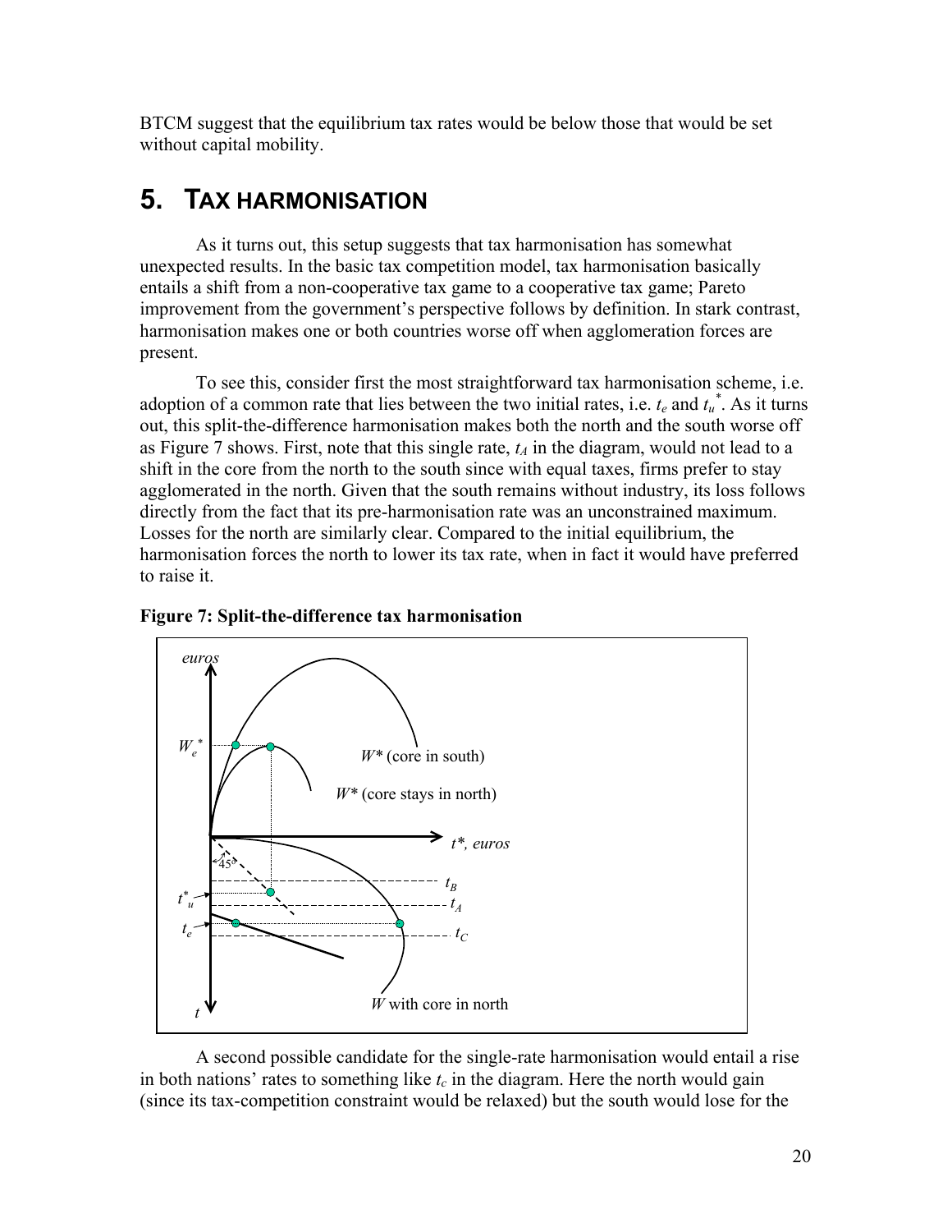BTCM suggest that the equilibrium tax rates would be below those that would be set without capital mobility.

# 5. TAX HARMONISATION

As it turns out, this setup suggests that tax harmonisation has somewhat unexpected results. In the basic tax competition model, tax harmonisation basically entails a shift from a non-cooperative tax game to a cooperative tax game; Pareto improvement from the government's perspective follows by definition. In stark contrast, harmonisation makes one or both countries worse off when agglomeration forces are present.

To see this, consider first the most straightforward tax harmonisation scheme, i.e. adoption of a common rate that lies between the two initial rates, i.e. $t_e$ and $t_u^*$. As it turns out, this split-the-difference harmonisation makes both the north and the south worse off as Figure 7 shows. First, note that this single rate, $t_A$ in the diagram, would not lead to a shift in the core from the north to the south since with equal taxes, firms prefer to stay agglomerated in the north. Given that the south remains without industry, its loss follows directly from the fact that its pre-harmonisation rate was an unconstrained maximum. Losses for the north are similarly clear. Compared to the initial equilibrium, the harmonisation forces the north to lower its tax rate, when in fact it would have preferred to raise it.

**Figure 7: Split-the-difference tax harmonisation**

A second possible candidate for the single-rate harmonisation would entail a rise in both nations' rates to something like $t_c$ in the diagram. Here the north would gain (since its tax-competition constraint would be relaxed) but the south would lose for the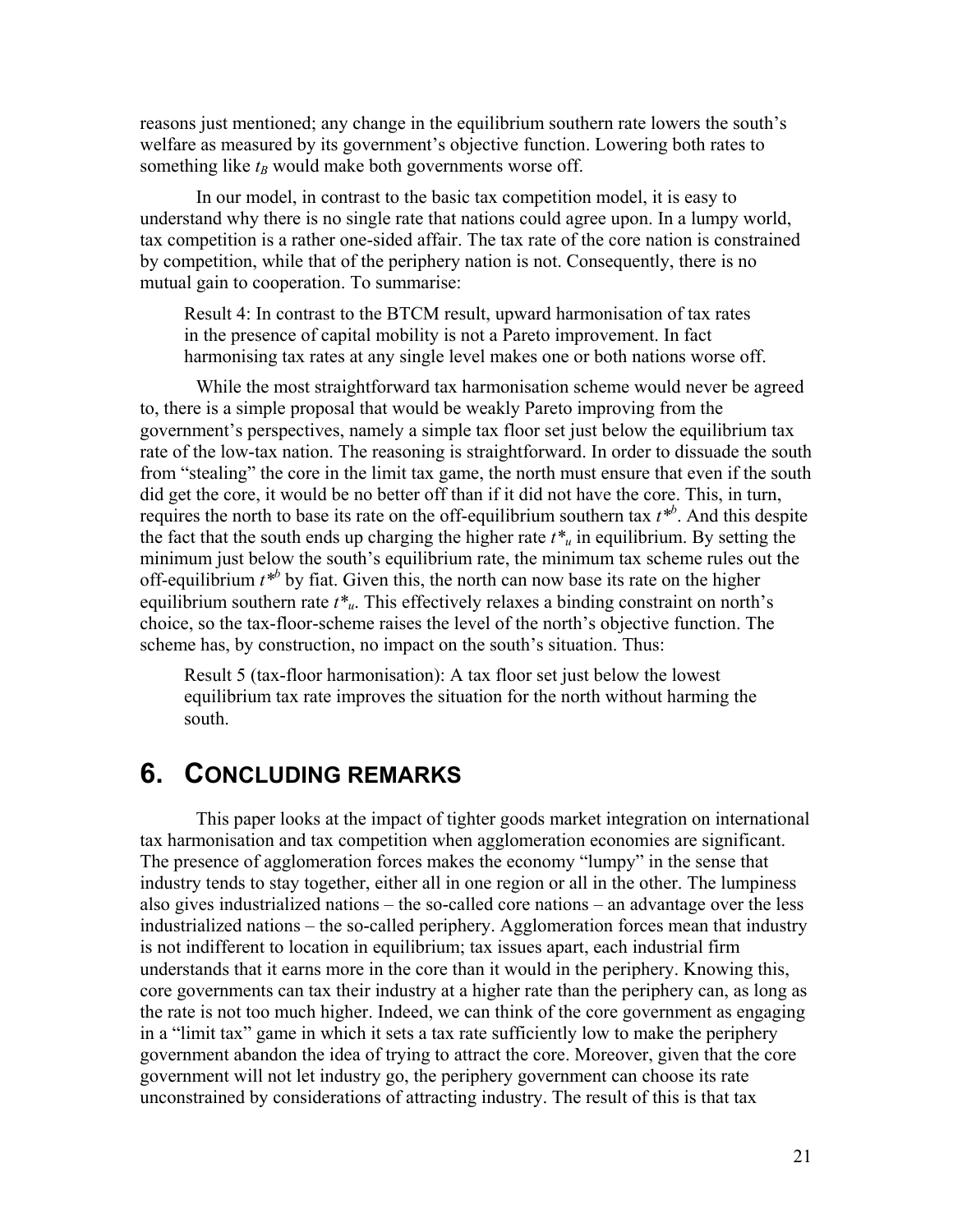reasons just mentioned; any change in the equilibrium southern rate lowers the south's welfare as measured by its government's objective function. Lowering both rates to something like $t_B$ would make both governments worse off.

In our model, in contrast to the basic tax competition model, it is easy to understand why there is no single rate that nations could agree upon. In a lumpy world, tax competition is a rather one-sided affair. The tax rate of the core nation is constrained by competition, while that of the periphery nation is not. Consequently, there is no mutual gain to cooperation. To summarise:

> Result 4: In contrast to the BTCM result, upward harmonisation of tax rates in the presence of capital mobility is not a Pareto improvement. In fact harmonising tax rates at any single level makes one or both nations worse off.

While the most straightforward tax harmonisation scheme would never be agreed to, there is a simple proposal that would be weakly Pareto improving from the government's perspectives, namely a simple tax floor set just below the equilibrium tax rate of the low-tax nation. The reasoning is straightforward. In order to dissuade the south from "stealing" the core in the limit tax game, the north must ensure that even if the south did get the core, it would be no better off than if it did not have the core. This, in turn, requires the north to base its rate on the off-equilibrium southern tax $t^{*b}$. And this despite the fact that the south ends up charging the higher rate $t^*_u$ in equilibrium. By setting the minimum just below the south's equilibrium rate, the minimum tax scheme rules out the off-equilibrium $t^{*b}$ by fiat. Given this, the north can now base its rate on the higher equilibrium southern rate $t^*_u$. This effectively relaxes a binding constraint on north's choice, so the tax-floor-scheme raises the level of the north's objective function. The scheme has, by construction, no impact on the south's situation. Thus:

> Result 5 (tax-floor harmonisation): A tax floor set just below the lowest equilibrium tax rate improves the situation for the north without harming the south.

# 6. CONCLUDING REMARKS

This paper looks at the impact of tighter goods market integration on international tax harmonisation and tax competition when agglomeration economies are significant. The presence of agglomeration forces makes the economy "lumpy" in the sense that industry tends to stay together, either all in one region or all in the other. The lumpiness also gives industrialized nations – the so-called core nations – an advantage over the less industrialized nations – the so-called periphery. Agglomeration forces mean that industry is not indifferent to location in equilibrium; tax issues apart, each industrial firm understands that it earns more in the core than it would in the periphery. Knowing this, core governments can tax their industry at a higher rate than the periphery can, as long as the rate is not too much higher. Indeed, we can think of the core government as engaging in a "limit tax" game in which it sets a tax rate sufficiently low to make the periphery government abandon the idea of trying to attract the core. Moreover, given that the core government will not let industry go, the periphery government can choose its rate unconstrained by considerations of attracting industry. The result of this is that tax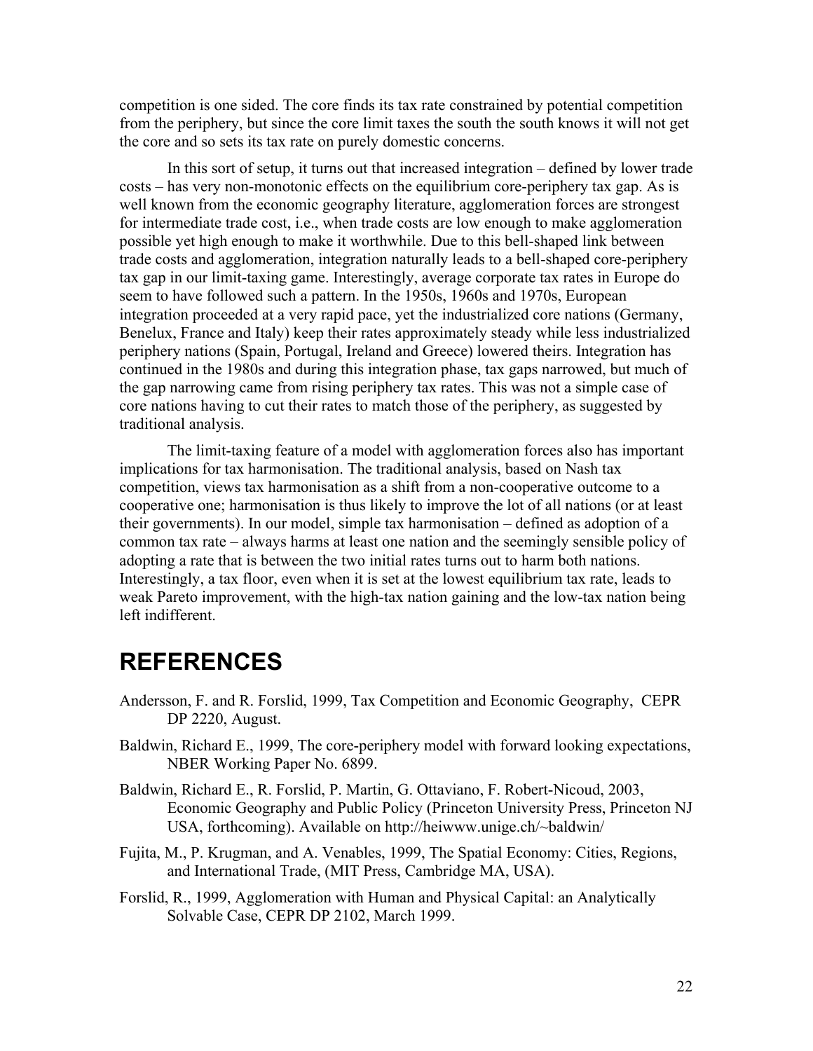competition is one sided. The core finds its tax rate constrained by potential competition from the periphery, but since the core limit taxes the south the south knows it will not get the core and so sets its tax rate on purely domestic concerns.

In this sort of setup, it turns out that increased integration – defined by lower trade costs – has very non-monotonic effects on the equilibrium core-periphery tax gap. As is well known from the economic geography literature, agglomeration forces are strongest for intermediate trade cost, i.e., when trade costs are low enough to make agglomeration possible yet high enough to make it worthwhile. Due to this bell-shaped link between trade costs and agglomeration, integration naturally leads to a bell-shaped core-periphery tax gap in our limit-taxing game. Interestingly, average corporate tax rates in Europe do seem to have followed such a pattern. In the 1950s, 1960s and 1970s, European integration proceeded at a very rapid pace, yet the industrialized core nations (Germany, Benelux, France and Italy) keep their rates approximately steady while less industrialized periphery nations (Spain, Portugal, Ireland and Greece) lowered theirs. Integration has continued in the 1980s and during this integration phase, tax gaps narrowed, but much of the gap narrowing came from rising periphery tax rates. This was not a simple case of core nations having to cut their rates to match those of the periphery, as suggested by traditional analysis.

The limit-taxing feature of a model with agglomeration forces also has important implications for tax harmonisation. The traditional analysis, based on Nash tax competition, views tax harmonisation as a shift from a non-cooperative outcome to a cooperative one; harmonisation is thus likely to improve the lot of all nations (or at least their governments). In our model, simple tax harmonisation – defined as adoption of a common tax rate – always harms at least one nation and the seemingly sensible policy of adopting a rate that is between the two initial rates turns out to harm both nations. Interestingly, a tax floor, even when it is set at the lowest equilibrium tax rate, leads to weak Pareto improvement, with the high-tax nation gaining and the low-tax nation being left indifferent.

# REFERENCES

Andersson, F. and R. Forslid, 1999, Tax Competition and Economic Geography, CEPR DP 2220, August.

Baldwin, Richard E., 1999, The core-periphery model with forward looking expectations, NBER Working Paper No. 6899.

Baldwin, Richard E., R. Forslid, P. Martin, G. Ottaviano, F. Robert-Nicoud, 2003, Economic Geography and Public Policy (Princeton University Press, Princeton NJ USA, forthcoming). Available on http://heiwww.unige.ch/~baldwin/

Fujita, M., P. Krugman, and A. Venables, 1999, The Spatial Economy: Cities, Regions, and International Trade, (MIT Press, Cambridge MA, USA).

Forslid, R., 1999, Agglomeration with Human and Physical Capital: an Analytically Solvable Case, CEPR DP 2102, March 1999.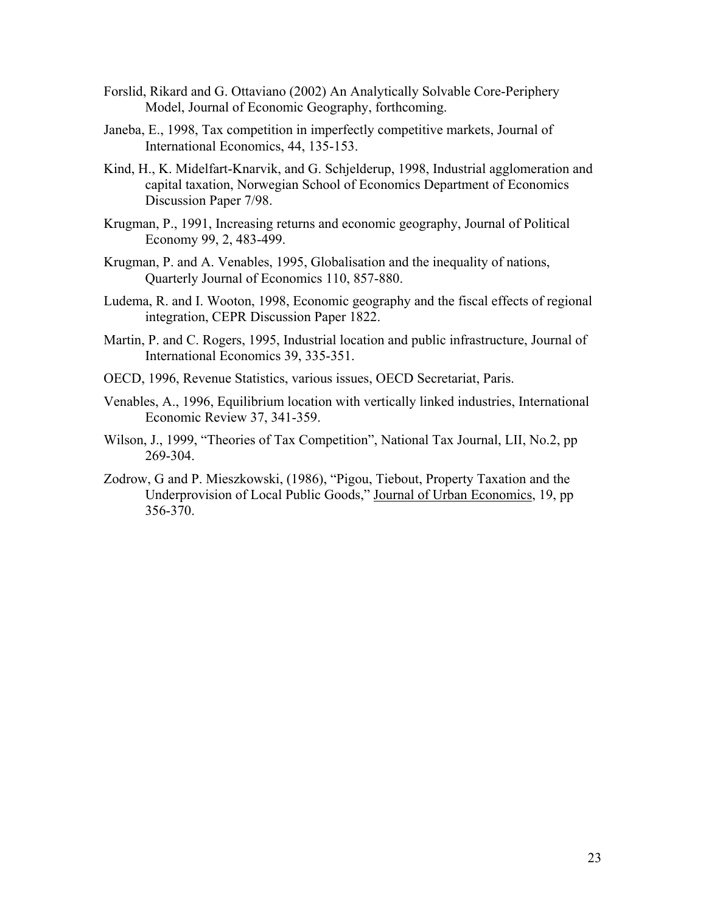Forslid, Rikard and G. Ottaviano (2002) An Analytically Solvable Core-Periphery Model, Journal of Economic Geography, forthcoming.

Janeba, E., 1998, Tax competition in imperfectly competitive markets, Journal of International Economics, 44, 135-153.

Kind, H., K. Midelfart-Knarvik, and G. Schjelderup, 1998, Industrial agglomeration and capital taxation, Norwegian School of Economics Department of Economics Discussion Paper 7/98.

Krugman, P., 1991, Increasing returns and economic geography, Journal of Political Economy 99, 2, 483-499.

Krugman, P. and A. Venables, 1995, Globalisation and the inequality of nations, Quarterly Journal of Economics 110, 857-880.

Ludema, R. and I. Wooton, 1998, Economic geography and the fiscal effects of regional integration, CEPR Discussion Paper 1822.

Martin, P. and C. Rogers, 1995, Industrial location and public infrastructure, Journal of International Economics 39, 335-351.

OECD, 1996, Revenue Statistics, various issues, OECD Secretariat, Paris.

Venables, A., 1996, Equilibrium location with vertically linked industries, International Economic Review 37, 341-359.

Wilson, J., 1999, "Theories of Tax Competition", National Tax Journal, LII, No.2, pp 269-304.

Zodrow, G and P. Mieszkowski, (1986), "Pigou, Tiebout, Property Taxation and the Underprovision of Local Public Goods," Journal of Urban Economics, 19, pp 356-370.